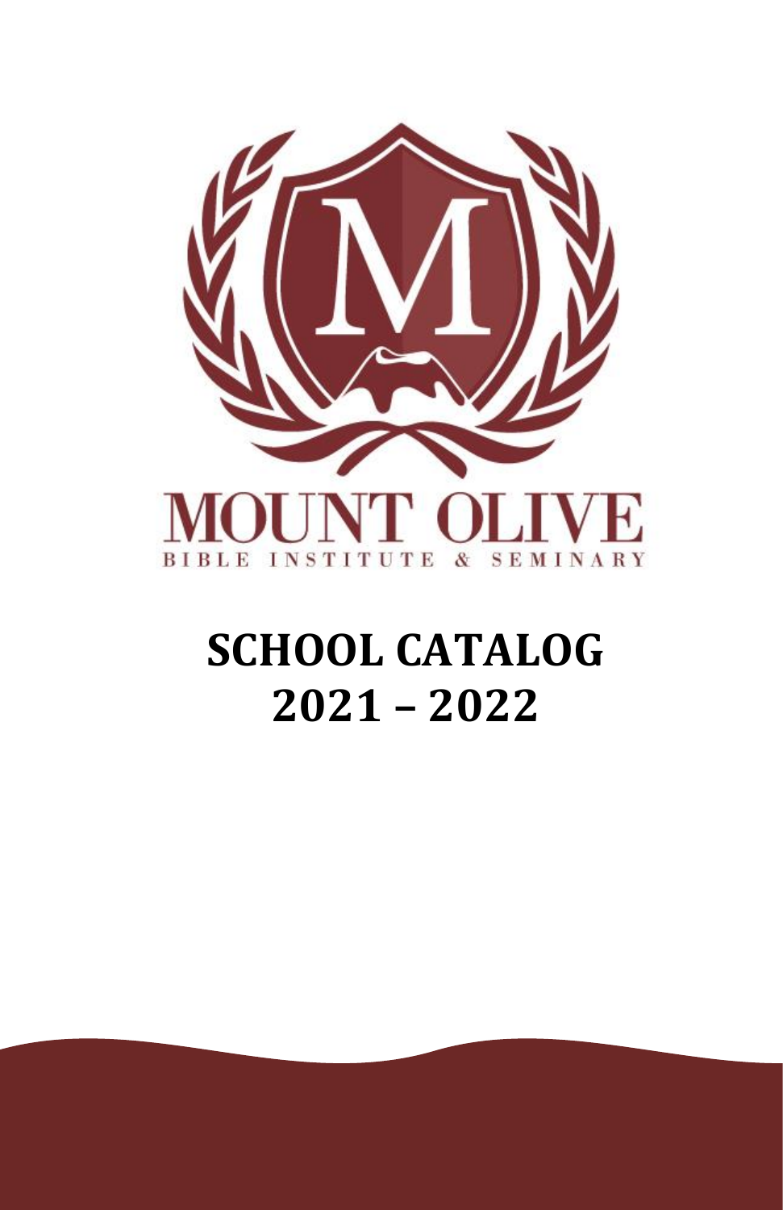MOUNT OLIVE

BIBLE INSTITUTE & SEMINARY

# SCHOOL CATALOG
# 2021 – 2022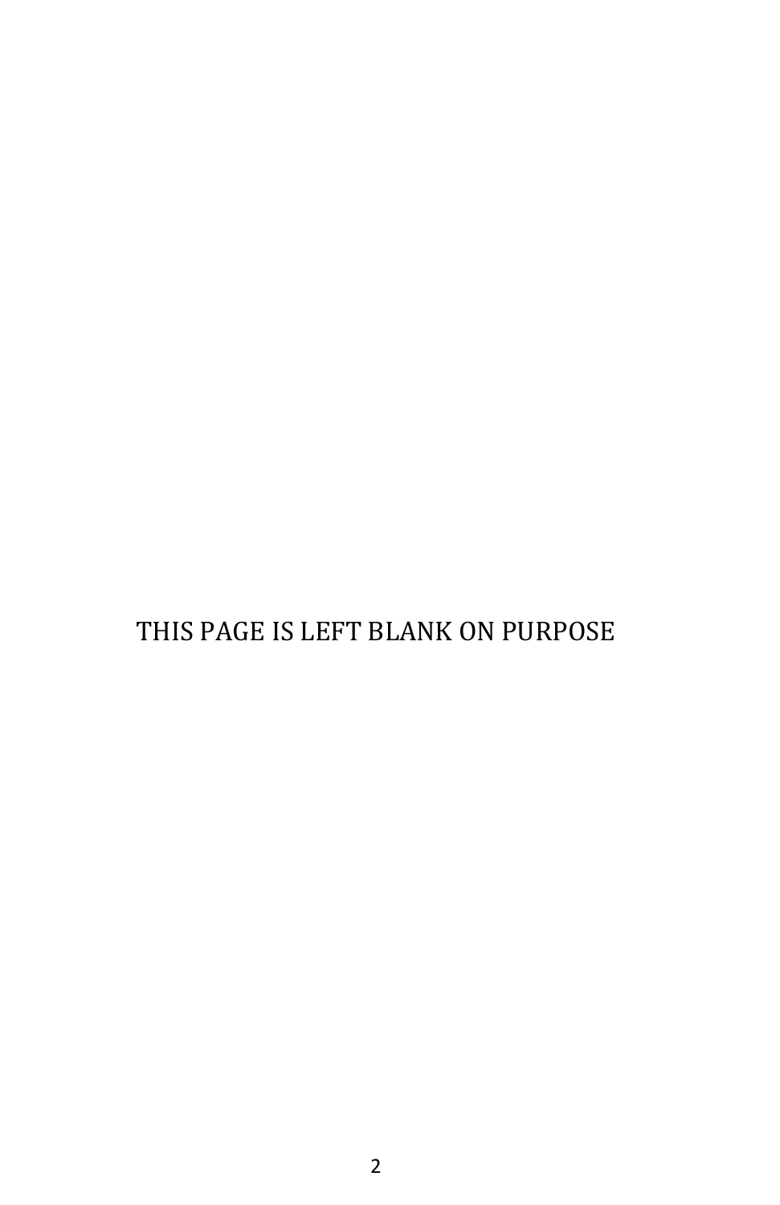THIS PAGE IS LEFT BLANK ON PURPOSE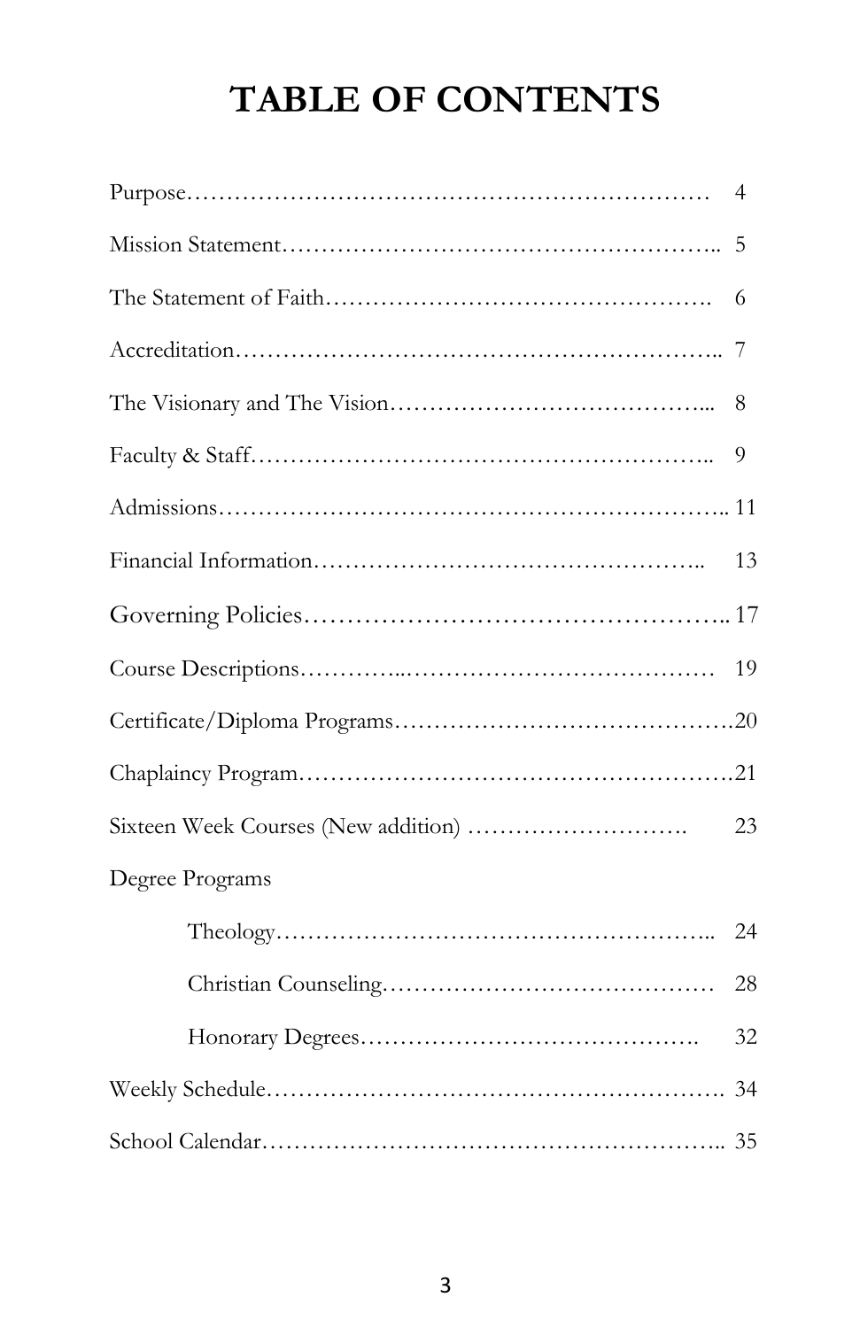# TABLE OF CONTENTS

Purpose………………………………………………………… 4

Mission Statement…………………………………………….. 5

The Statement of Faith………………………………………. 6

Accreditation………………………………………………….. 7

The Visionary and The Vision…………………………….... 8

Faculty & Staff……………………………………………….. 9

Admissions…………………………………………………….. 11

Financial Information……………………………………….. 13

Governing Policies…………………………………………….. 17

Course Descriptions…………...………………………………… 19

Certificate/Diploma Programs…………………………………….20

Chaplaincy Program……………………………………………….21

Sixteen Week Courses (New addition) ………………………. 23

Degree Programs

- Theology…………………………………………….. 24
- Christian Counseling…………………………………… 28
- Honorary Degrees……………………………………. 32

Weekly Schedule………………………………………………. 34

School Calendar……………………………………………….. 35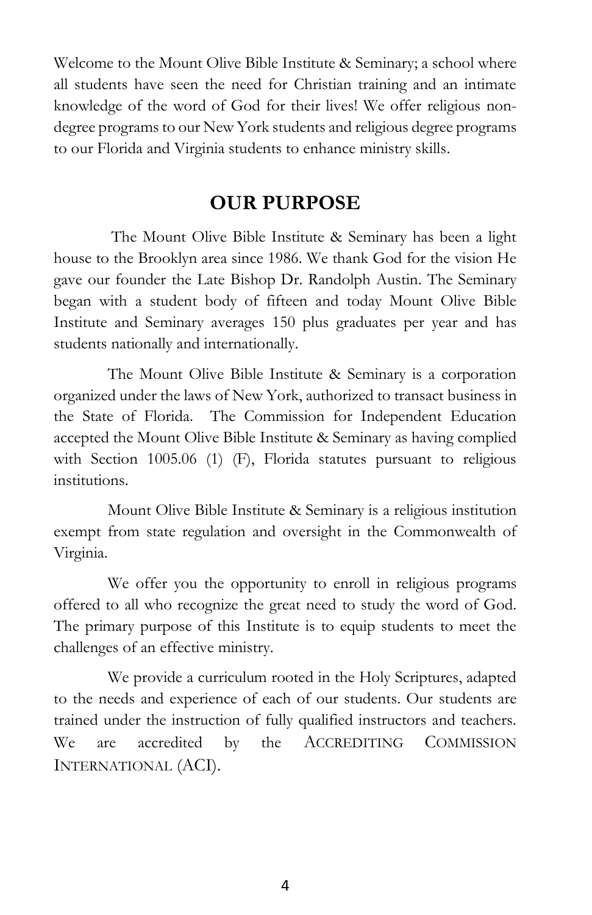Welcome to the Mount Olive Bible Institute & Seminary; a school where all students have seen the need for Christian training and an intimate knowledge of the word of God for their lives! We offer religious non-degree programs to our New York students and religious degree programs to our Florida and Virginia students to enhance ministry skills.

## OUR PURPOSE

The Mount Olive Bible Institute & Seminary has been a light house to the Brooklyn area since 1986. We thank God for the vision He gave our founder the Late Bishop Dr. Randolph Austin. The Seminary began with a student body of fifteen and today Mount Olive Bible Institute and Seminary averages 150 plus graduates per year and has students nationally and internationally.

The Mount Olive Bible Institute & Seminary is a corporation organized under the laws of New York, authorized to transact business in the State of Florida. The Commission for Independent Education accepted the Mount Olive Bible Institute & Seminary as having complied with Section 1005.06 (1) (F), Florida statutes pursuant to religious institutions.

Mount Olive Bible Institute & Seminary is a religious institution exempt from state regulation and oversight in the Commonwealth of Virginia.

We offer you the opportunity to enroll in religious programs offered to all who recognize the great need to study the word of God. The primary purpose of this Institute is to equip students to meet the challenges of an effective ministry.

We provide a curriculum rooted in the Holy Scriptures, adapted to the needs and experience of each of our students. Our students are trained under the instruction of fully qualified instructors and teachers. We are accredited by the ACCREDITING COMMISSION INTERNATIONAL (ACI).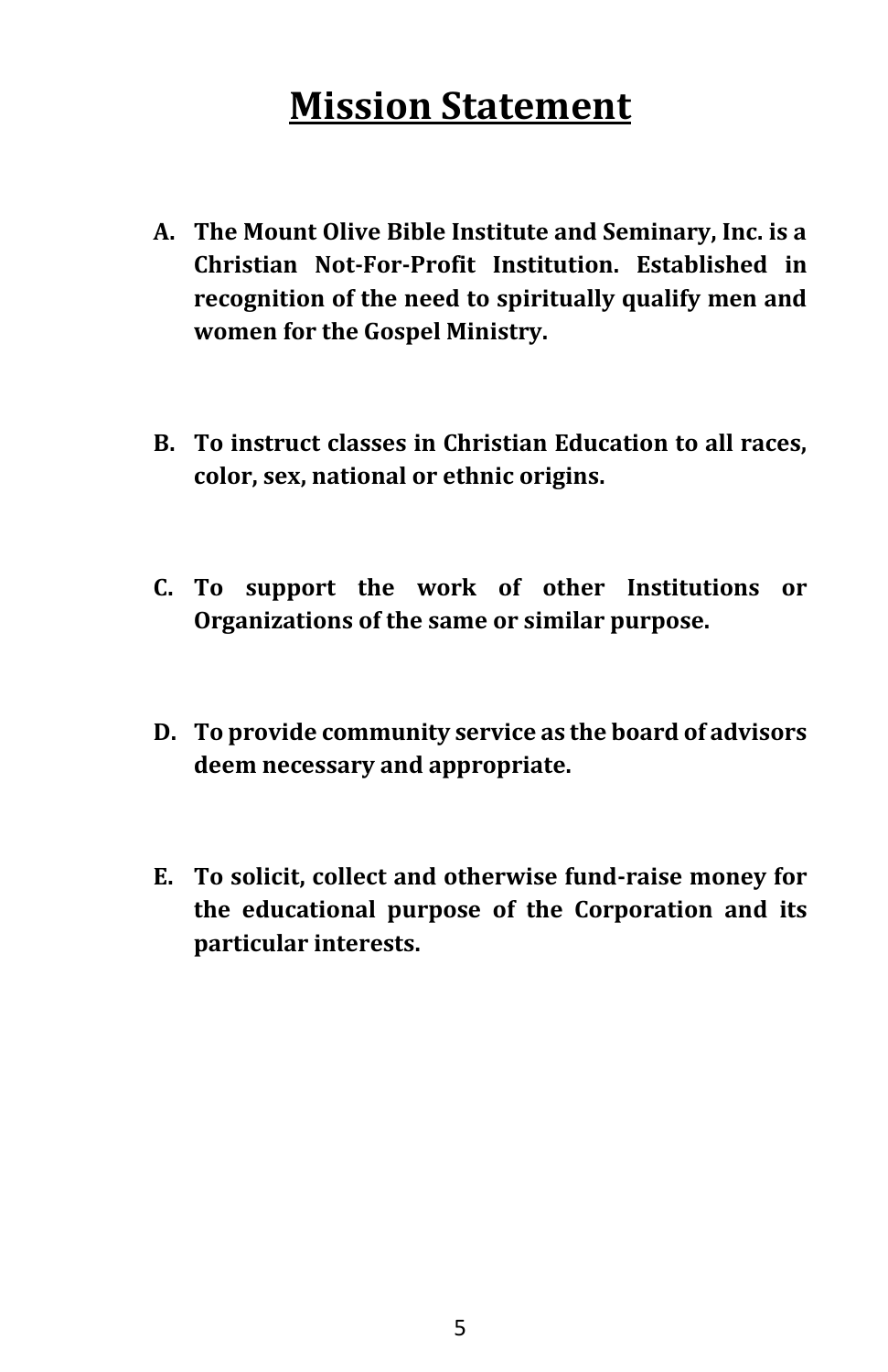# Mission Statement

**A. The Mount Olive Bible Institute and Seminary, Inc. is a Christian Not-For-Profit Institution. Established in recognition of the need to spiritually qualify men and women for the Gospel Ministry.**

**B. To instruct classes in Christian Education to all races, color, sex, national or ethnic origins.**

**C. To support the work of other Institutions or Organizations of the same or similar purpose.**

**D. To provide community service as the board of advisors deem necessary and appropriate.**

**E. To solicit, collect and otherwise fund-raise money for the educational purpose of the Corporation and its particular interests.**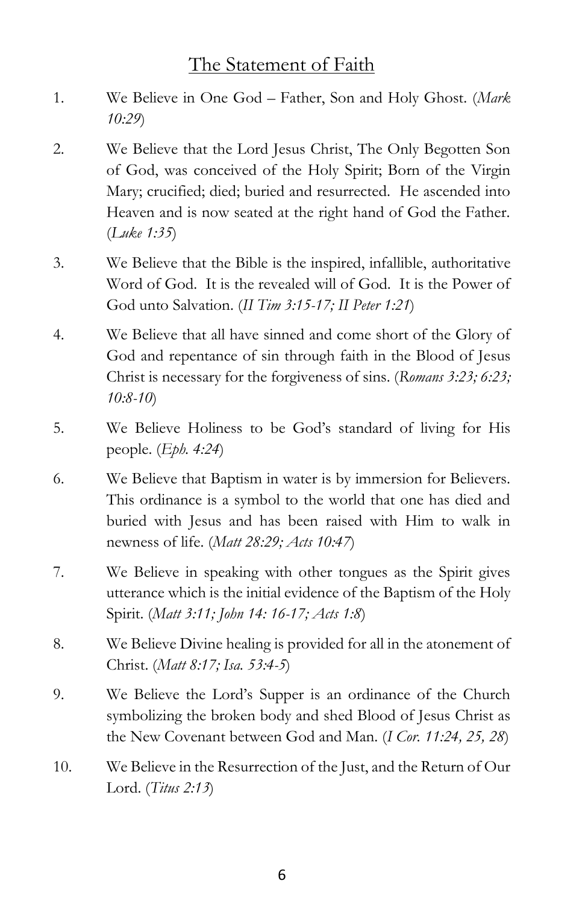# The Statement of Faith

1. We Believe in One God – Father, Son and Holy Ghost. (*Mark 10:29*)

2. We Believe that the Lord Jesus Christ, The Only Begotten Son of God, was conceived of the Holy Spirit; Born of the Virgin Mary; crucified; died; buried and resurrected. He ascended into Heaven and is now seated at the right hand of God the Father. (*Luke 1:35*)

3. We Believe that the Bible is the inspired, infallible, authoritative Word of God. It is the revealed will of God. It is the Power of God unto Salvation. (*II Tim 3:15-17; II Peter 1:21*)

4. We Believe that all have sinned and come short of the Glory of God and repentance of sin through faith in the Blood of Jesus Christ is necessary for the forgiveness of sins. (*Romans 3:23; 6:23; 10:8-10*)

5. We Believe Holiness to be God's standard of living for His people. (*Eph. 4:24*)

6. We Believe that Baptism in water is by immersion for Believers. This ordinance is a symbol to the world that one has died and buried with Jesus and has been raised with Him to walk in newness of life. (*Matt 28:29; Acts 10:47*)

7. We Believe in speaking with other tongues as the Spirit gives utterance which is the initial evidence of the Baptism of the Holy Spirit. (*Matt 3:11; John 14: 16-17; Acts 1:8*)

8. We Believe Divine healing is provided for all in the atonement of Christ. (*Matt 8:17; Isa. 53:4-5*)

9. We Believe the Lord's Supper is an ordinance of the Church symbolizing the broken body and shed Blood of Jesus Christ as the New Covenant between God and Man. (*I Cor. 11:24, 25, 28*)

10. We Believe in the Resurrection of the Just, and the Return of Our Lord. (*Titus 2:13*)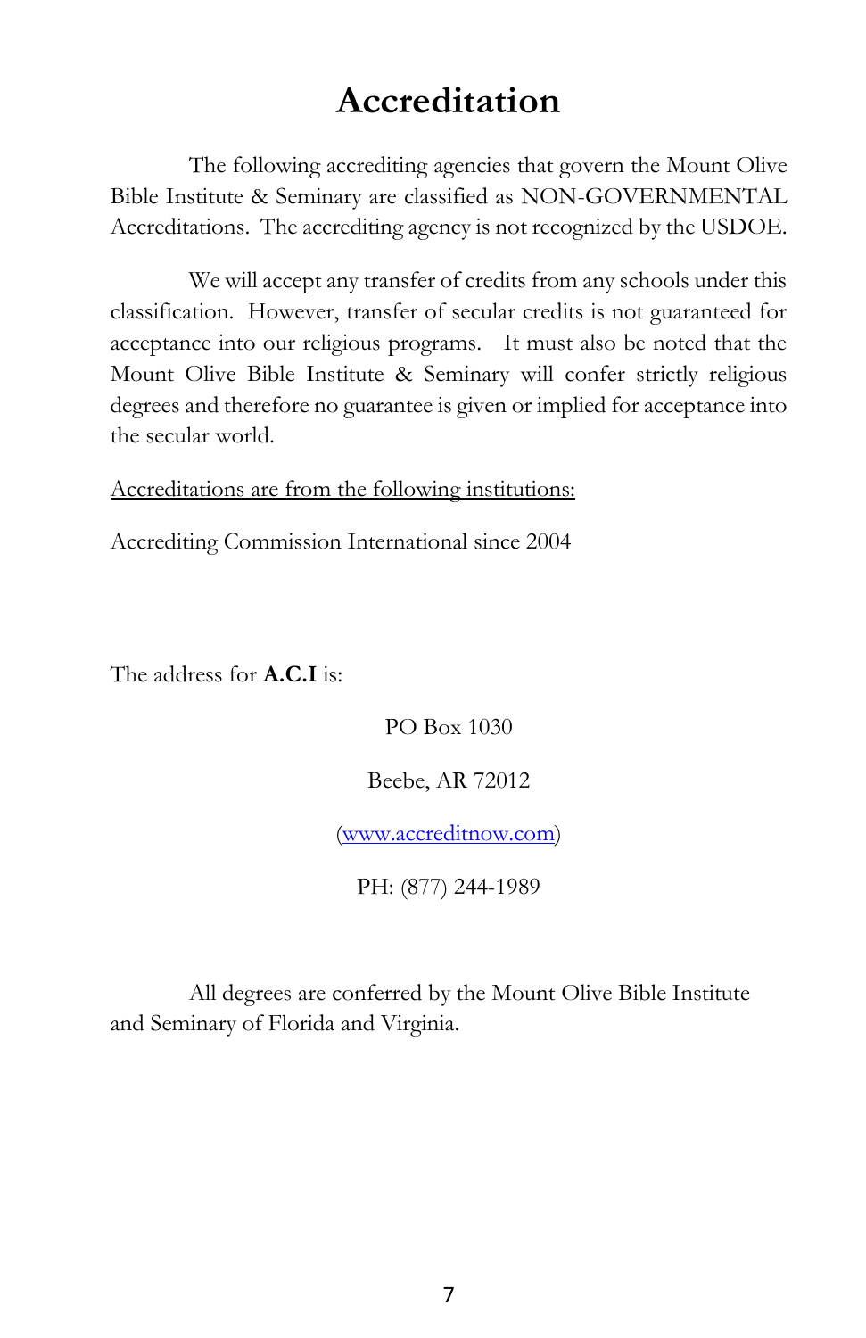# Accreditation

The following accrediting agencies that govern the Mount Olive Bible Institute & Seminary are classified as NON-GOVERNMENTAL Accreditations. The accrediting agency is not recognized by the USDOE.

We will accept any transfer of credits from any schools under this classification. However, transfer of secular credits is not guaranteed for acceptance into our religious programs. It must also be noted that the Mount Olive Bible Institute & Seminary will confer strictly religious degrees and therefore no guarantee is given or implied for acceptance into the secular world.

<u>Accreditations are from the following institutions:</u>

Accrediting Commission International since 2004

The address for **A.C.I** is:

PO Box 1030

Beebe, AR 72012

(www.accreditnow.com)

PH: (877) 244-1989

All degrees are conferred by the Mount Olive Bible Institute and Seminary of Florida and Virginia.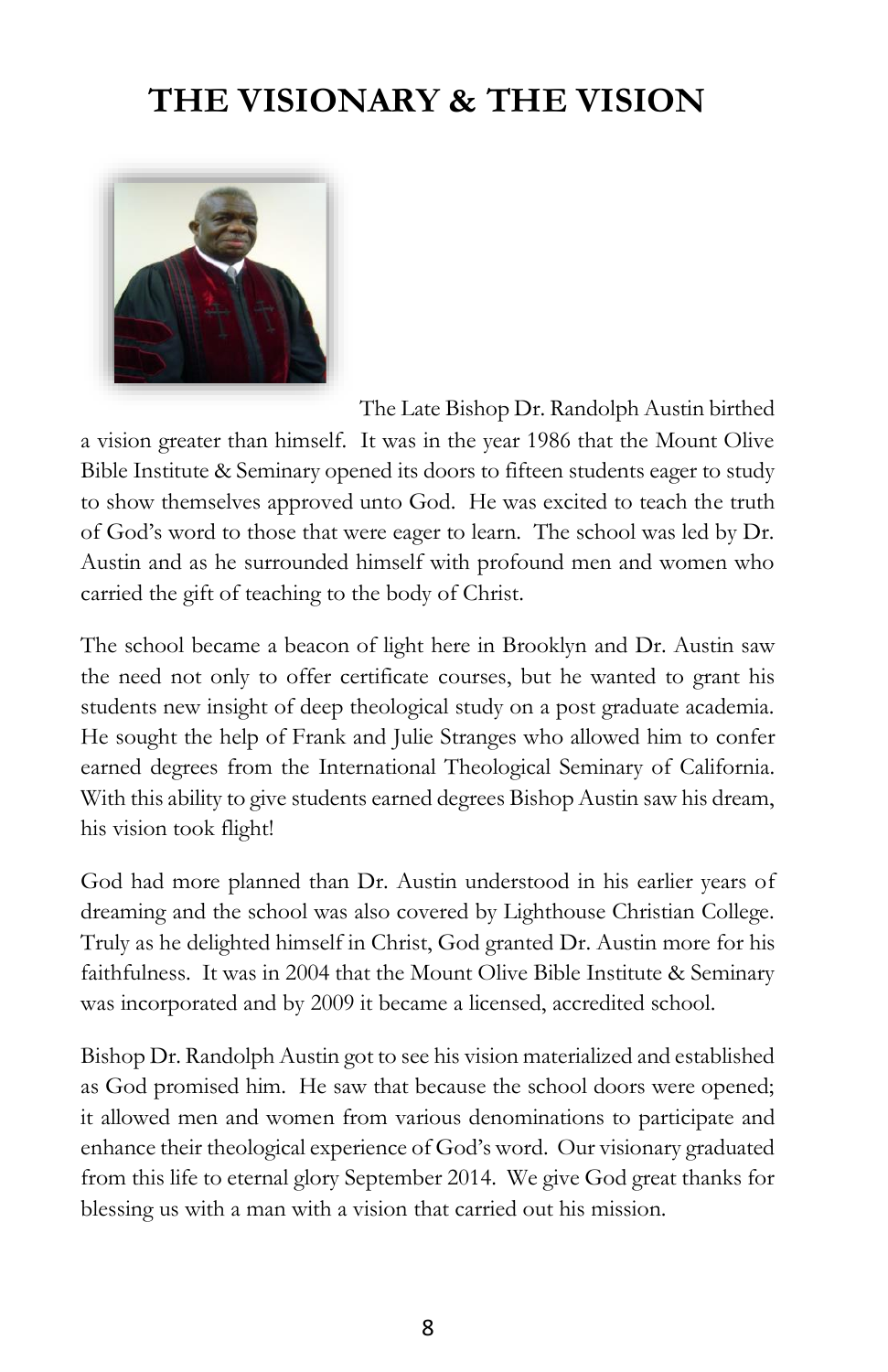# THE VISIONARY & THE VISION

The Late Bishop Dr. Randolph Austin birthed a vision greater than himself. It was in the year 1986 that the Mount Olive Bible Institute & Seminary opened its doors to fifteen students eager to study to show themselves approved unto God. He was excited to teach the truth of God's word to those that were eager to learn. The school was led by Dr. Austin and as he surrounded himself with profound men and women who carried the gift of teaching to the body of Christ.

The school became a beacon of light here in Brooklyn and Dr. Austin saw the need not only to offer certificate courses, but he wanted to grant his students new insight of deep theological study on a post graduate academia. He sought the help of Frank and Julie Stranges who allowed him to confer earned degrees from the International Theological Seminary of California. With this ability to give students earned degrees Bishop Austin saw his dream, his vision took flight!

God had more planned than Dr. Austin understood in his earlier years of dreaming and the school was also covered by Lighthouse Christian College. Truly as he delighted himself in Christ, God granted Dr. Austin more for his faithfulness. It was in 2004 that the Mount Olive Bible Institute & Seminary was incorporated and by 2009 it became a licensed, accredited school.

Bishop Dr. Randolph Austin got to see his vision materialized and established as God promised him. He saw that because the school doors were opened; it allowed men and women from various denominations to participate and enhance their theological experience of God's word. Our visionary graduated from this life to eternal glory September 2014. We give God great thanks for blessing us with a man with a vision that carried out his mission.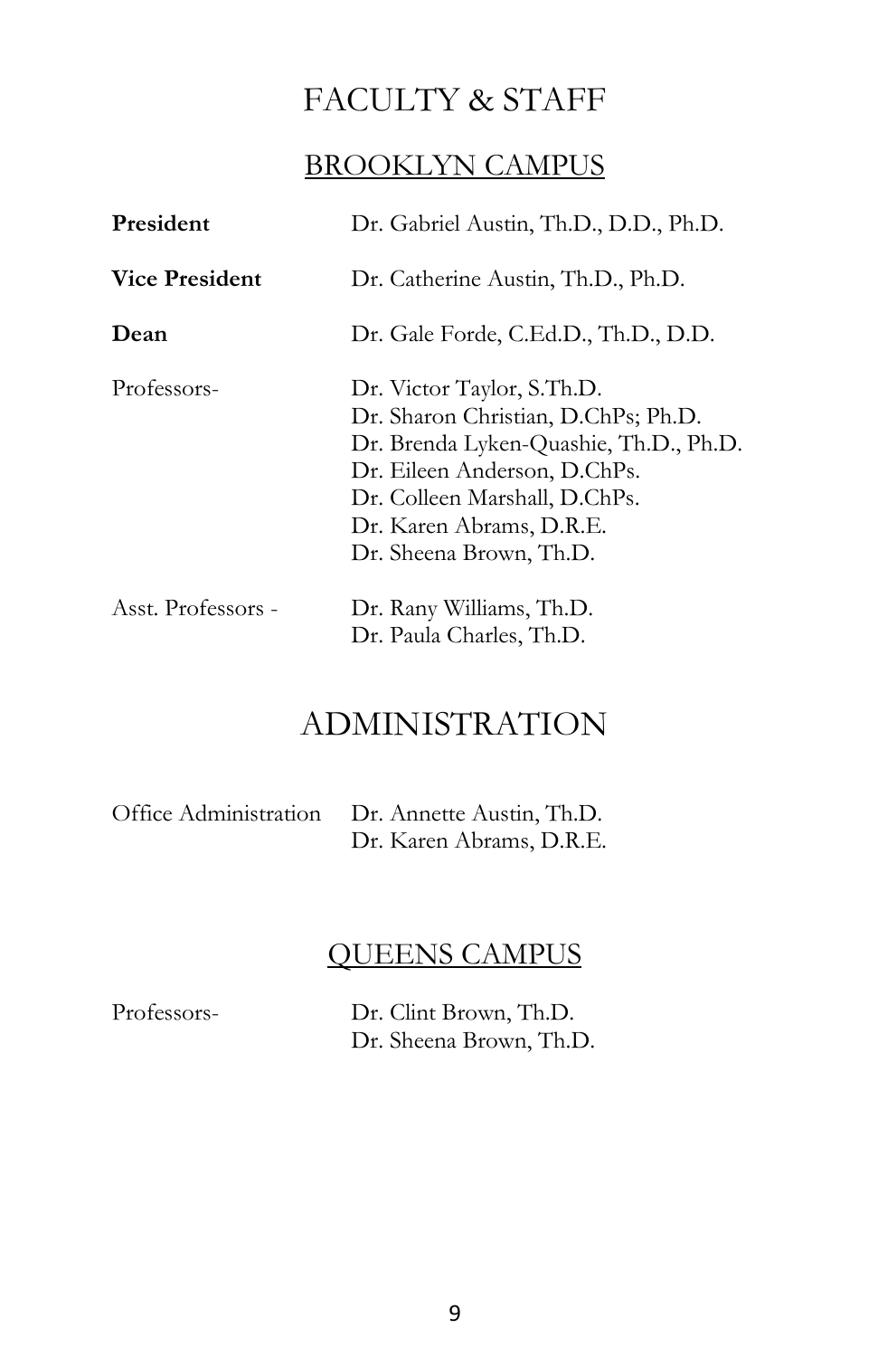# FACULTY & STAFF

## BROOKLYN CAMPUS

| | |
|---|---|
| **President** | Dr. Gabriel Austin, Th.D., D.D., Ph.D. |
| **Vice President** | Dr. Catherine Austin, Th.D., Ph.D. |
| **Dean** | Dr. Gale Forde, C.Ed.D., Th.D., D.D. |
| Professors- | Dr. Victor Taylor, S.Th.D.<br>Dr. Sharon Christian, D.ChPs; Ph.D.<br>Dr. Brenda Lyken-Quashie, Th.D., Ph.D.<br>Dr. Eileen Anderson, D.ChPs.<br>Dr. Colleen Marshall, D.ChPs.<br>Dr. Karen Abrams, D.R.E.<br>Dr. Sheena Brown, Th.D. |
| Asst. Professors - | Dr. Rany Williams, Th.D.<br>Dr. Paula Charles, Th.D. |

# ADMINISTRATION

| | |
|---|---|
| Office Administration | Dr. Annette Austin, Th.D.<br>Dr. Karen Abrams, D.R.E. |

## QUEENS CAMPUS

| | |
|---|---|
| Professors- | Dr. Clint Brown, Th.D.<br>Dr. Sheena Brown, Th.D. |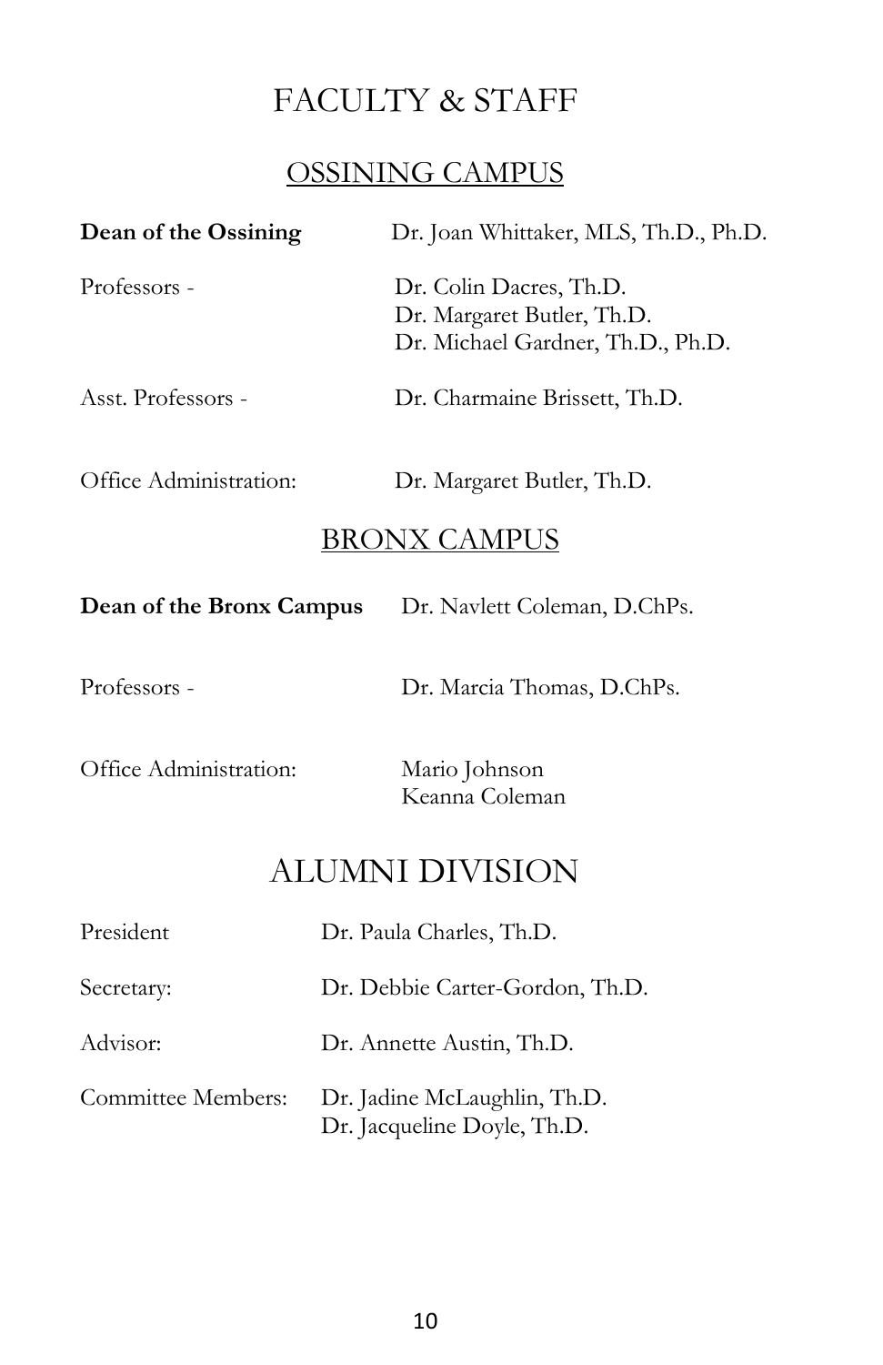# FACULTY & STAFF

## OSSINING CAMPUS

| | |
|---|---|
| **Dean of the Ossining** | Dr. Joan Whittaker, MLS, Th.D., Ph.D. |
| Professors - | Dr. Colin Dacres, Th.D.<br>Dr. Margaret Butler, Th.D.<br>Dr. Michael Gardner, Th.D., Ph.D. |
| Asst. Professors - | Dr. Charmaine Brissett, Th.D. |
| Office Administration: | Dr. Margaret Butler, Th.D. |

## BRONX CAMPUS

| | |
|---|---|
| **Dean of the Bronx Campus** | Dr. Navlett Coleman, D.ChPs. |
| Professors - | Dr. Marcia Thomas, D.ChPs. |
| Office Administration: | Mario Johnson<br>Keanna Coleman |

# ALUMNI DIVISION

| | |
|---|---|
| President | Dr. Paula Charles, Th.D. |
| Secretary: | Dr. Debbie Carter-Gordon, Th.D. |
| Advisor: | Dr. Annette Austin, Th.D. |
| Committee Members: | Dr. Jadine McLaughlin, Th.D.<br>Dr. Jacqueline Doyle, Th.D. |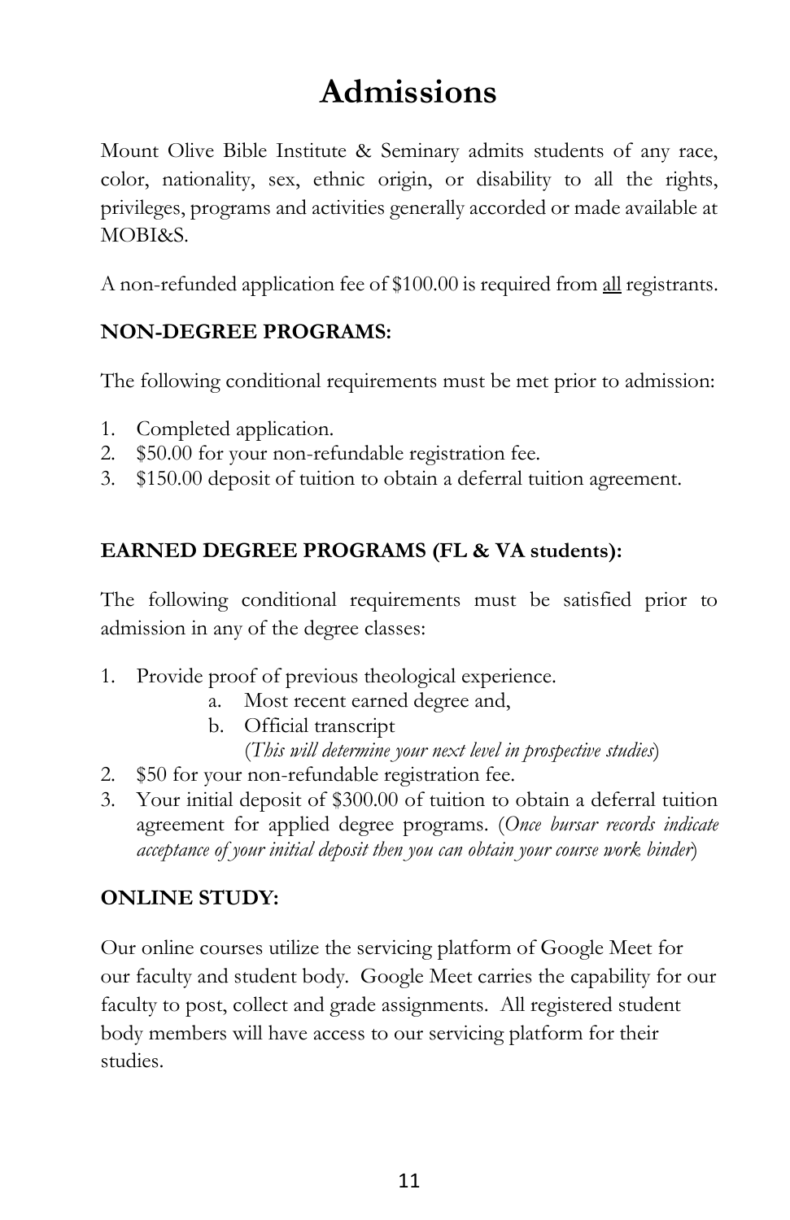# Admissions

Mount Olive Bible Institute & Seminary admits students of any race, color, nationality, sex, ethnic origin, or disability to all the rights, privileges, programs and activities generally accorded or made available at MOBI&S.

A non-refunded application fee of $100.00 is required from <u>all</u> registrants.

**NON-DEGREE PROGRAMS:**

The following conditional requirements must be met prior to admission:

1. Completed application.
2. $50.00 for your non-refundable registration fee.
3. $150.00 deposit of tuition to obtain a deferral tuition agreement.

**EARNED DEGREE PROGRAMS (FL & VA students):**

The following conditional requirements must be satisfied prior to admission in any of the degree classes:

1. Provide proof of previous theological experience.
    a. Most recent earned degree and,
    b. Official transcript
       (*This will determine your next level in prospective studies*)
2. $50 for your non-refundable registration fee.
3. Your initial deposit of $300.00 of tuition to obtain a deferral tuition agreement for applied degree programs. (*Once bursar records indicate acceptance of your initial deposit then you can obtain your course work binder*)

**ONLINE STUDY:**

Our online courses utilize the servicing platform of Google Meet for our faculty and student body. Google Meet carries the capability for our faculty to post, collect and grade assignments. All registered student body members will have access to our servicing platform for their studies.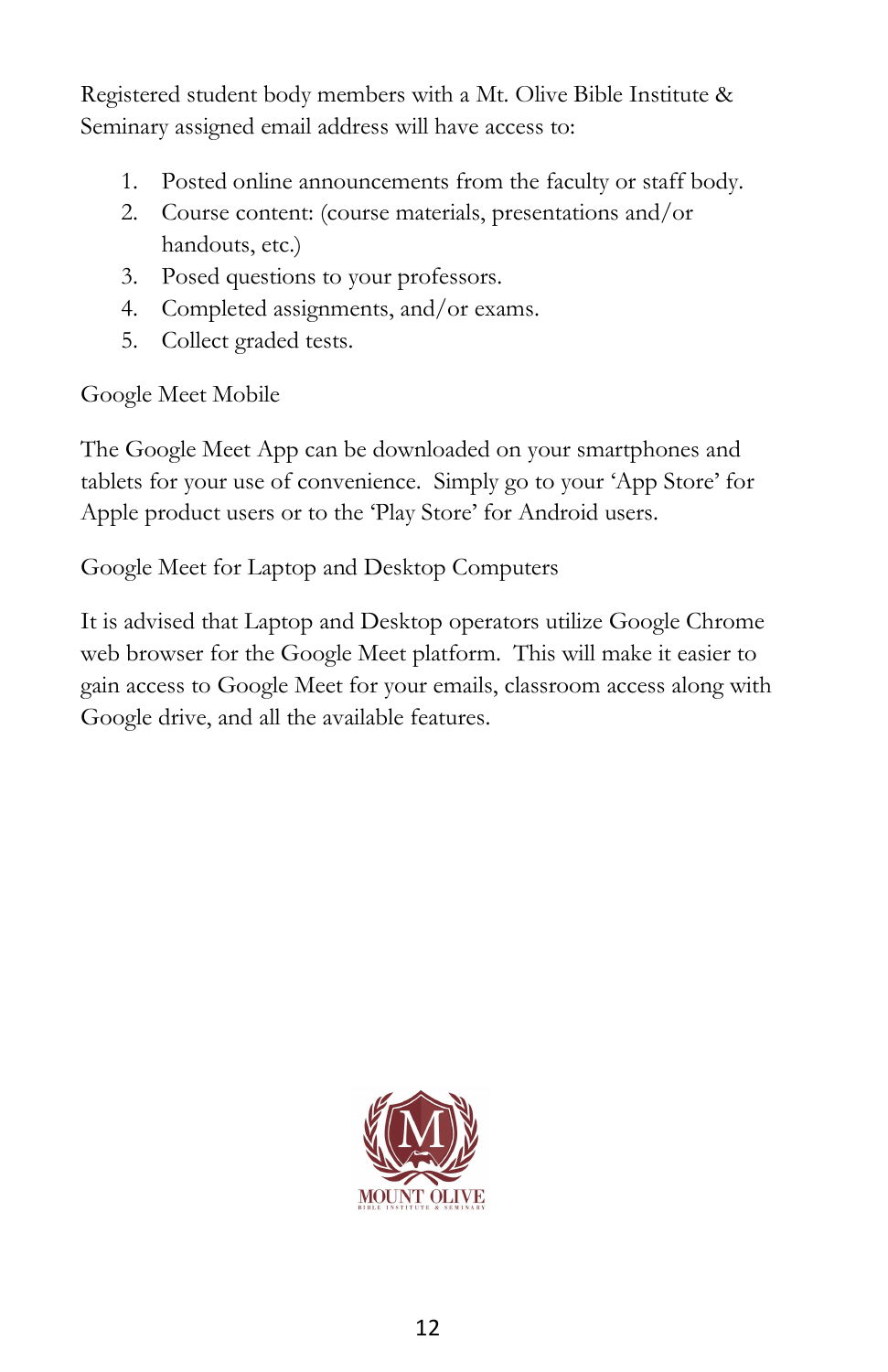Registered student body members with a Mt. Olive Bible Institute & Seminary assigned email address will have access to:

1. Posted online announcements from the faculty or staff body.
2. Course content: (course materials, presentations and/or handouts, etc.)
3. Posed questions to your professors.
4. Completed assignments, and/or exams.
5. Collect graded tests.

Google Meet Mobile

The Google Meet App can be downloaded on your smartphones and tablets for your use of convenience. Simply go to your 'App Store' for Apple product users or to the 'Play Store' for Android users.

Google Meet for Laptop and Desktop Computers

It is advised that Laptop and Desktop operators utilize Google Chrome web browser for the Google Meet platform. This will make it easier to gain access to Google Meet for your emails, classroom access along with Google drive, and all the available features.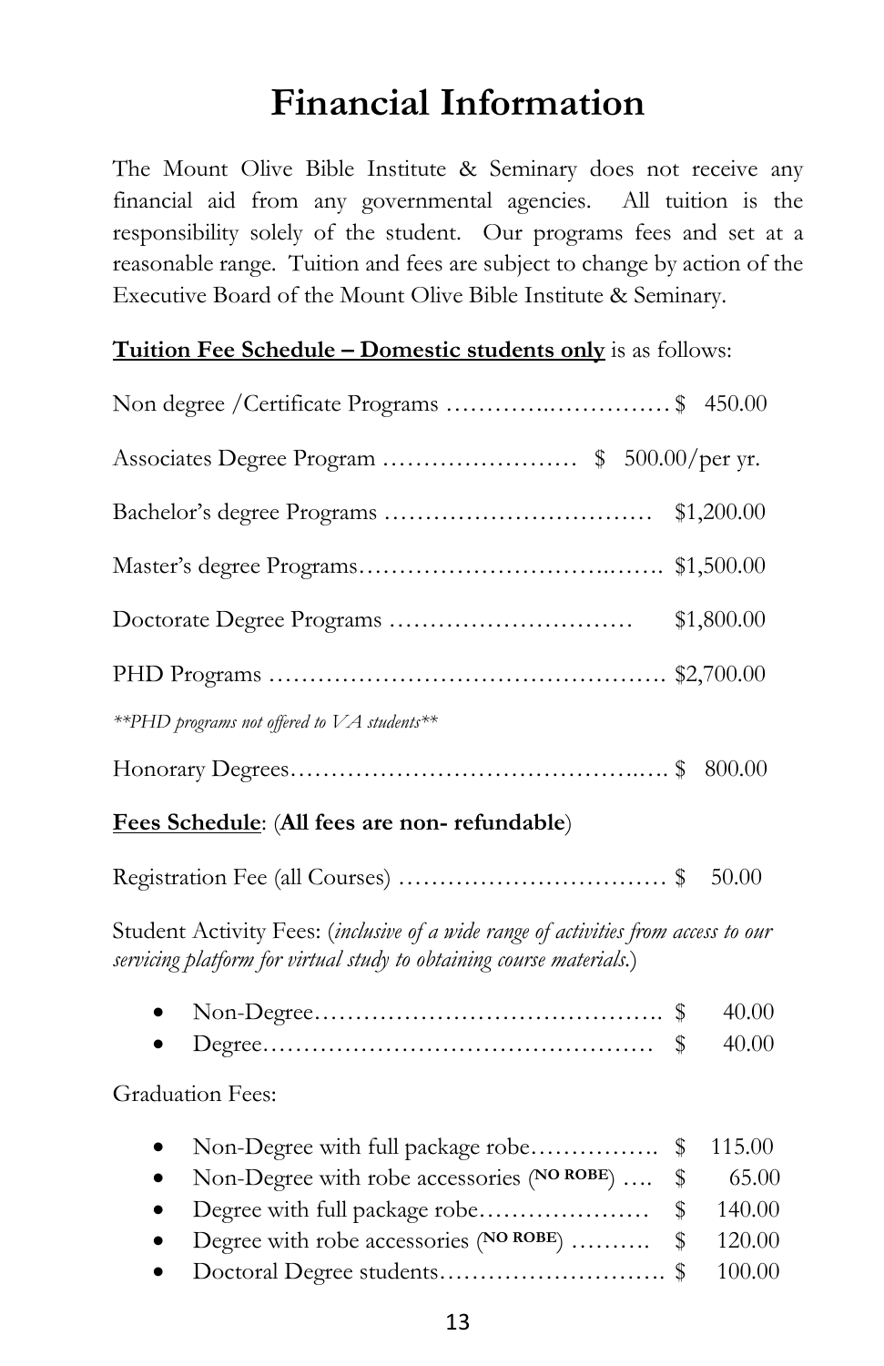# Financial Information

The Mount Olive Bible Institute & Seminary does not receive any financial aid from any governmental agencies. All tuition is the responsibility solely of the student. Our programs fees and set at a reasonable range. Tuition and fees are subject to change by action of the Executive Board of the Mount Olive Bible Institute & Seminary.

**<u>Tuition Fee Schedule – Domestic students only</u>** is as follows:

Non degree /Certificate Programs …………..…………… $ 450.00

Associates Degree Program …………………… $ 500.00/per yr.

Bachelor's degree Programs …………………………… $1,200.00

Master's degree Programs……………………….……. $1,500.00

Doctorate Degree Programs ………………………… $1,800.00

PHD Programs …………………………………………. $2,700.00

*\*\*PHD programs not offered to VA students\*\**

Honorary Degrees…………………………………..…. $ 800.00

**<u>Fees Schedule</u>**: (**All fees are non- refundable**)

Registration Fee (all Courses) …………………………… $ 50.00

Student Activity Fees: (*inclusive of a wide range of activities from access to our servicing platform for virtual study to obtaining course materials.*)

- Non-Degree……………………………………. $ 40.00
- Degree………………………………………… $ 40.00

Graduation Fees:

- Non-Degree with full package robe……………. $ 115.00
- Non-Degree with robe accessories (**NO ROBE**) …. $ 65.00
- Degree with full package robe………………… $ 140.00
- Degree with robe accessories (**NO ROBE**) ………. $ 120.00
- Doctoral Degree students………………………. $ 100.00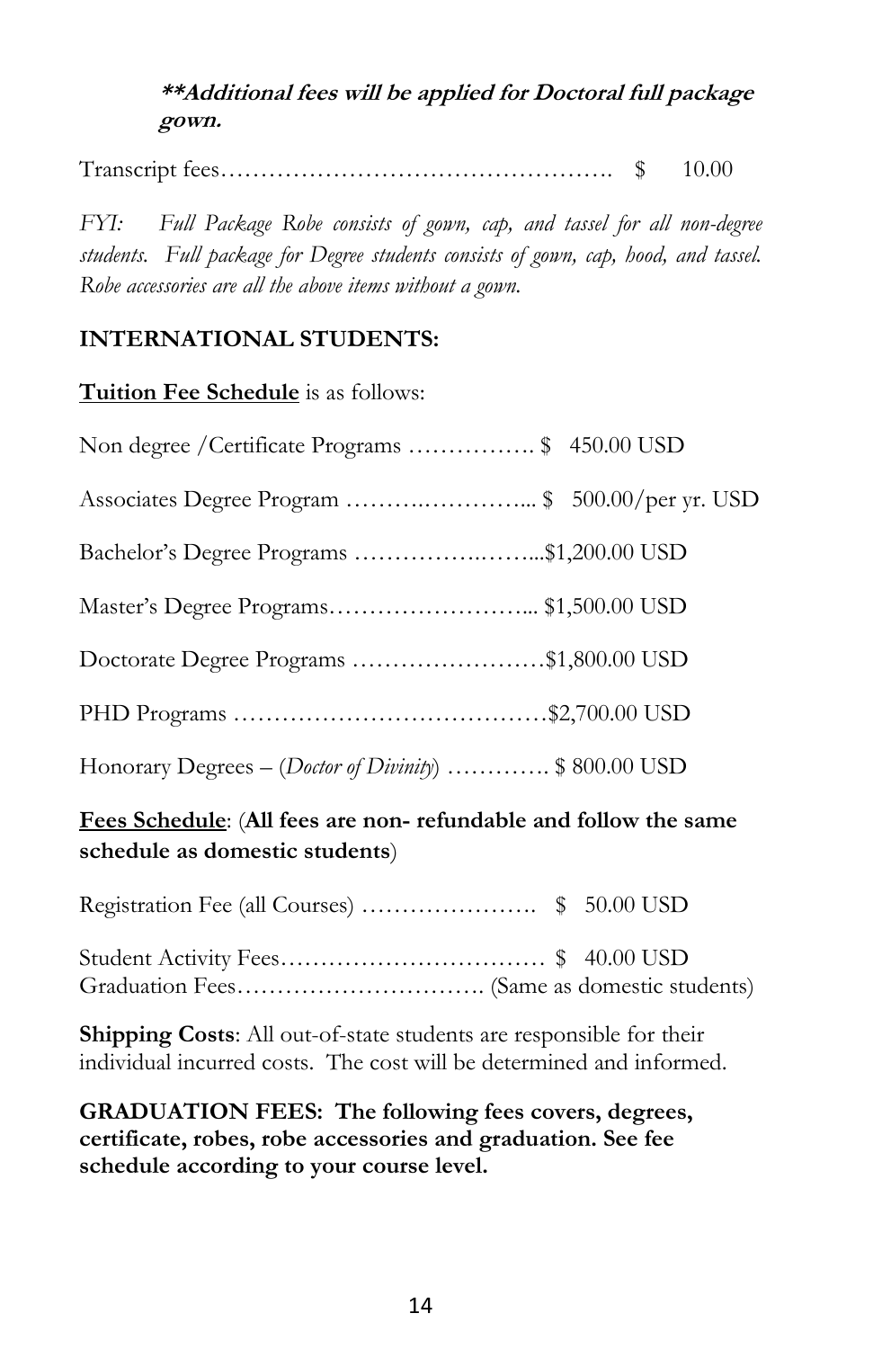***\*\*Additional fees will be applied for Doctoral full package gown.***

Transcript fees………………………………………… $ 10.00

*FYI: Full Package Robe consists of gown, cap, and tassel for all non-degree students. Full package for Degree students consists of gown, cap, hood, and tassel. Robe accessories are all the above items without a gown.*

**INTERNATIONAL STUDENTS:**

**Tuition Fee Schedule** is as follows:

Non degree /Certificate Programs ……………. $ 450.00 USD

Associates Degree Program ……….………... $ 500.00/per yr. USD

Bachelor's Degree Programs …………….……...$1,200.00 USD

Master's Degree Programs……………………... $1,500.00 USD

Doctorate Degree Programs ……………………$1,800.00 USD

PHD Programs …………………………………$2,700.00 USD

Honorary Degrees – (*Doctor of Divinity*) …………. $ 800.00 USD

**Fees Schedule**: (**All fees are non- refundable and follow the same schedule as domestic students**)

Registration Fee (all Courses) …………………. $ 50.00 USD

Student Activity Fees…………………………… $ 40.00 USD
Graduation Fees…………………………. (Same as domestic students)

**Shipping Costs**: All out-of-state students are responsible for their individual incurred costs. The cost will be determined and informed.

**GRADUATION FEES: The following fees covers, degrees, certificate, robes, robe accessories and graduation. See fee schedule according to your course level.**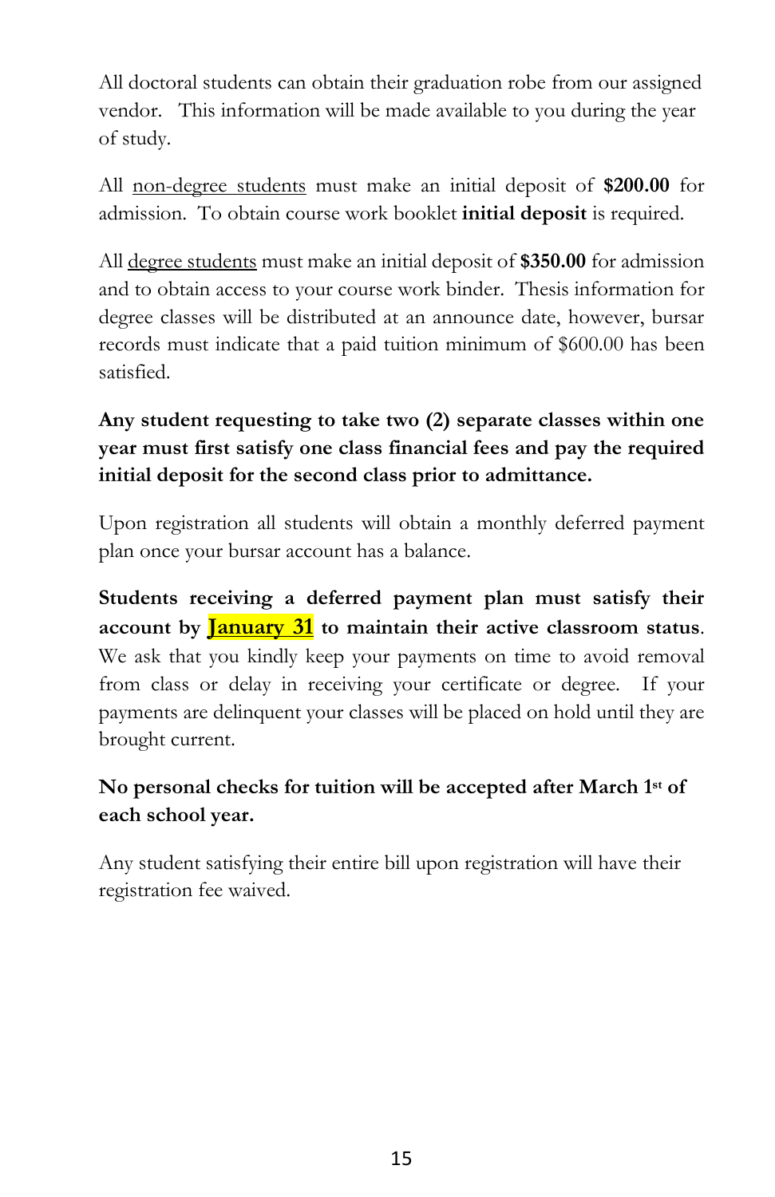All doctoral students can obtain their graduation robe from our assigned vendor. This information will be made available to you during the year of study.

All <u>non-degree students</u> must make an initial deposit of **$200.00** for admission. To obtain course work booklet **initial deposit** is required.

All <u>degree students</u> must make an initial deposit of **$350.00** for admission and to obtain access to your course work binder. Thesis information for degree classes will be distributed at an announce date, however, bursar records must indicate that a paid tuition minimum of $600.00 has been satisfied.

**Any student requesting to take two (2) separate classes within one year must first satisfy one class financial fees and pay the required initial deposit for the second class prior to admittance.**

Upon registration all students will obtain a monthly deferred payment plan once your bursar account has a balance.

**Students receiving a deferred payment plan must satisfy their account by <u>January 31</u> to maintain their active classroom status**. We ask that you kindly keep your payments on time to avoid removal from class or delay in receiving your certificate or degree. If your payments are delinquent your classes will be placed on hold until they are brought current.

**No personal checks for tuition will be accepted after March 1st of each school year.**

Any student satisfying their entire bill upon registration will have their registration fee waived.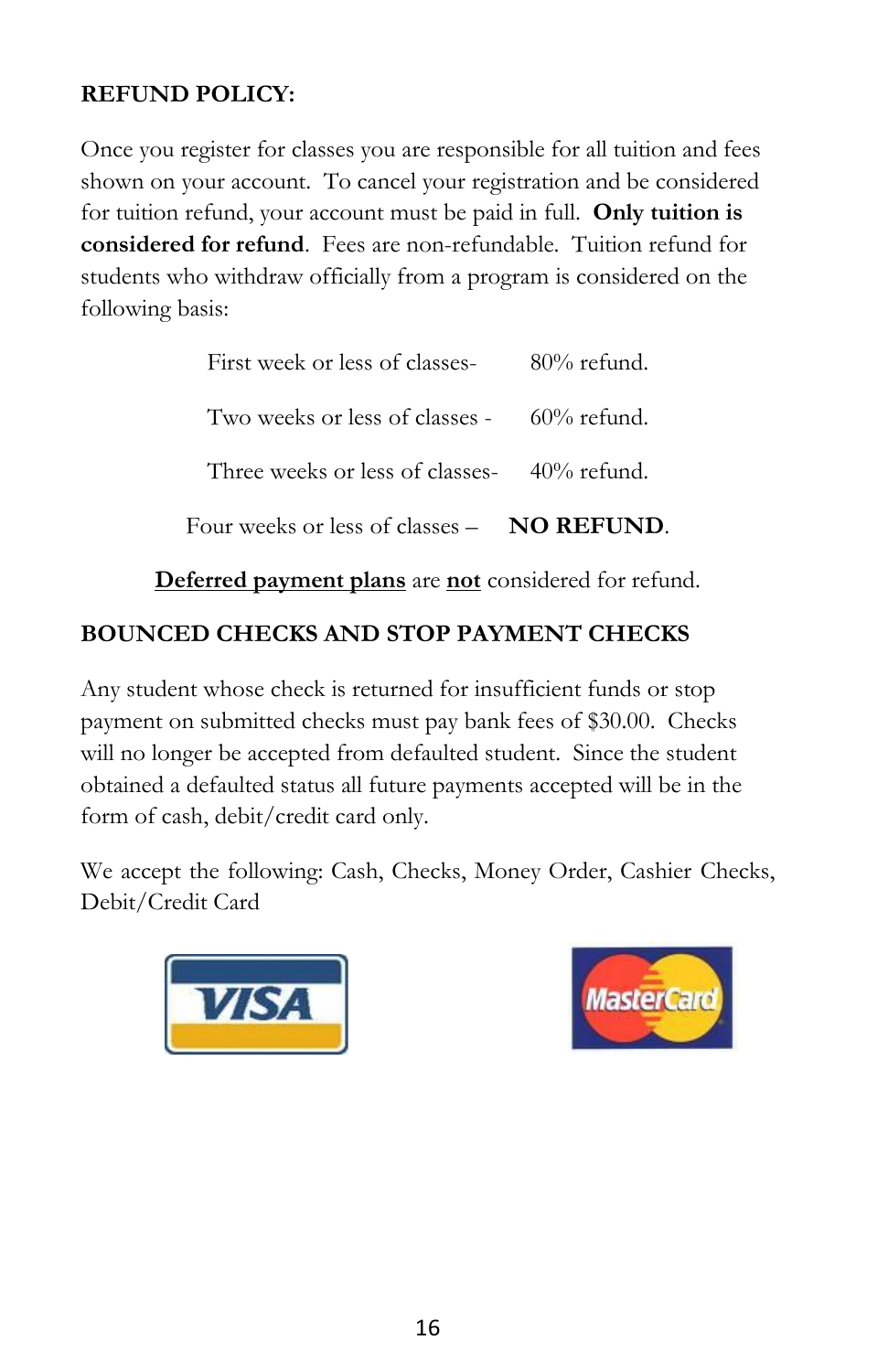**REFUND POLICY:**

Once you register for classes you are responsible for all tuition and fees shown on your account. To cancel your registration and be considered for tuition refund, your account must be paid in full. **Only tuition is considered for refund**. Fees are non-refundable. Tuition refund for students who withdraw officially from a program is considered on the following basis:

| | |
|---|---|
| First week or less of classes- | 80% refund. |
| Two weeks or less of classes - | 60% refund. |
| Three weeks or less of classes- | 40% refund. |
| Four weeks or less of classes – | **NO REFUND**. |

**Deferred payment plans** are **not** considered for refund.

**BOUNCED CHECKS AND STOP PAYMENT CHECKS**

Any student whose check is returned for insufficient funds or stop payment on submitted checks must pay bank fees of $30.00. Checks will no longer be accepted from defaulted student. Since the student obtained a defaulted status all future payments accepted will be in the form of cash, debit/credit card only.

We accept the following: Cash, Checks, Money Order, Cashier Checks, Debit/Credit Card

VISA MasterCard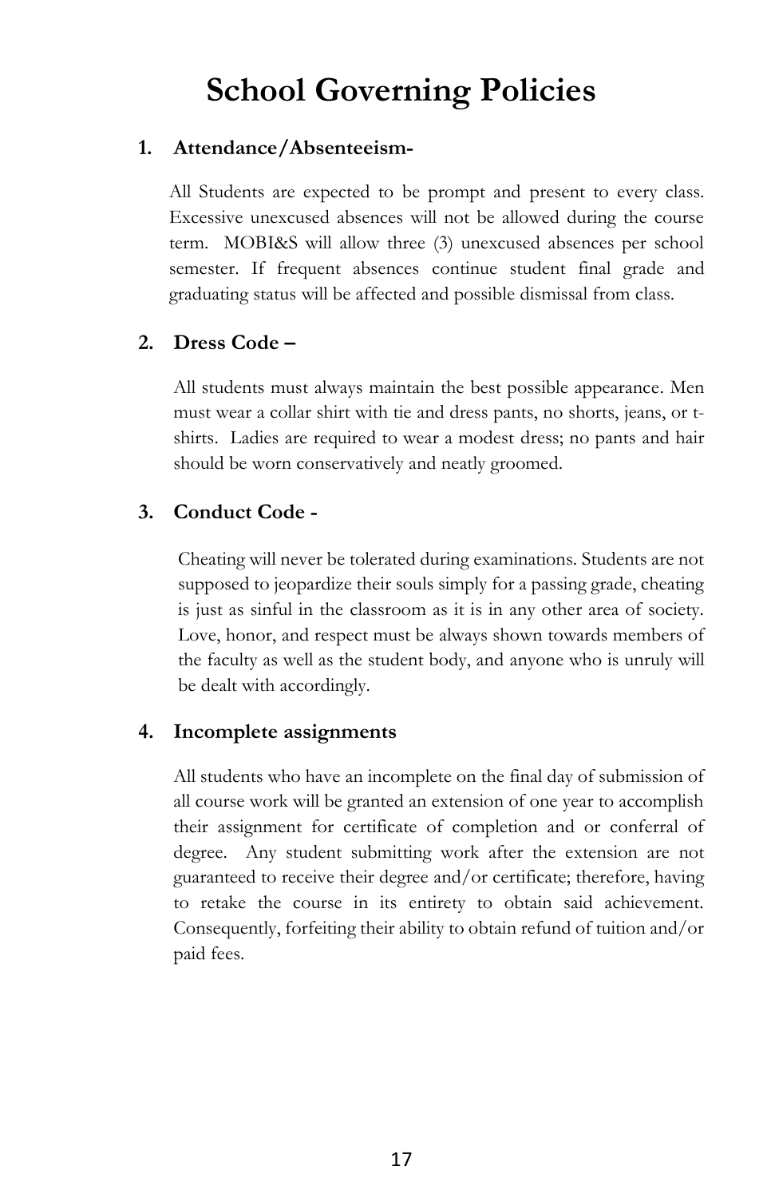# School Governing Policies

1. **Attendance/Absenteeism-**

   All Students are expected to be prompt and present to every class. Excessive unexcused absences will not be allowed during the course term. MOBI&S will allow three (3) unexcused absences per school semester. If frequent absences continue student final grade and graduating status will be affected and possible dismissal from class.

2. **Dress Code –**

   All students must always maintain the best possible appearance. Men must wear a collar shirt with tie and dress pants, no shorts, jeans, or t-shirts. Ladies are required to wear a modest dress; no pants and hair should be worn conservatively and neatly groomed.

3. **Conduct Code -**

   Cheating will never be tolerated during examinations. Students are not supposed to jeopardize their souls simply for a passing grade, cheating is just as sinful in the classroom as it is in any other area of society. Love, honor, and respect must be always shown towards members of the faculty as well as the student body, and anyone who is unruly will be dealt with accordingly.

4. **Incomplete assignments**

   All students who have an incomplete on the final day of submission of all course work will be granted an extension of one year to accomplish their assignment for certificate of completion and or conferral of degree. Any student submitting work after the extension are not guaranteed to receive their degree and/or certificate; therefore, having to retake the course in its entirety to obtain said achievement. Consequently, forfeiting their ability to obtain refund of tuition and/or paid fees.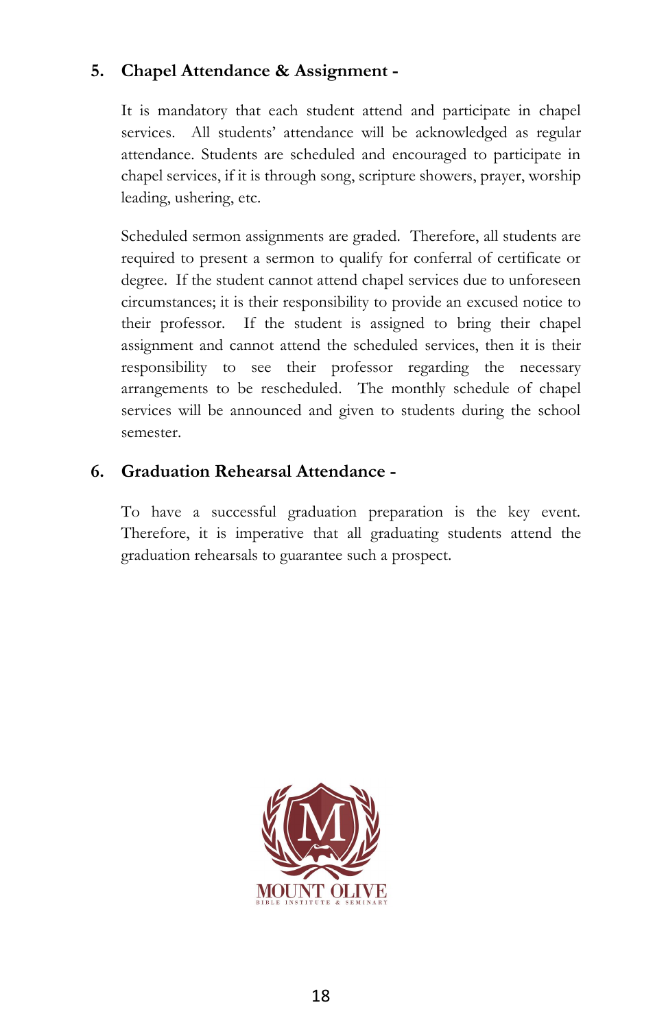## 5. Chapel Attendance & Assignment -

It is mandatory that each student attend and participate in chapel services. All students' attendance will be acknowledged as regular attendance. Students are scheduled and encouraged to participate in chapel services, if it is through song, scripture showers, prayer, worship leading, ushering, etc.

Scheduled sermon assignments are graded. Therefore, all students are required to present a sermon to qualify for conferral of certificate or degree. If the student cannot attend chapel services due to unforeseen circumstances; it is their responsibility to provide an excused notice to their professor. If the student is assigned to bring their chapel assignment and cannot attend the scheduled services, then it is their responsibility to see their professor regarding the necessary arrangements to be rescheduled. The monthly schedule of chapel services will be announced and given to students during the school semester.

## 6. Graduation Rehearsal Attendance -

To have a successful graduation preparation is the key event. Therefore, it is imperative that all graduating students attend the graduation rehearsals to guarantee such a prospect.

MOUNT OLIVE
BIBLE INSTITUTE & SEMINARY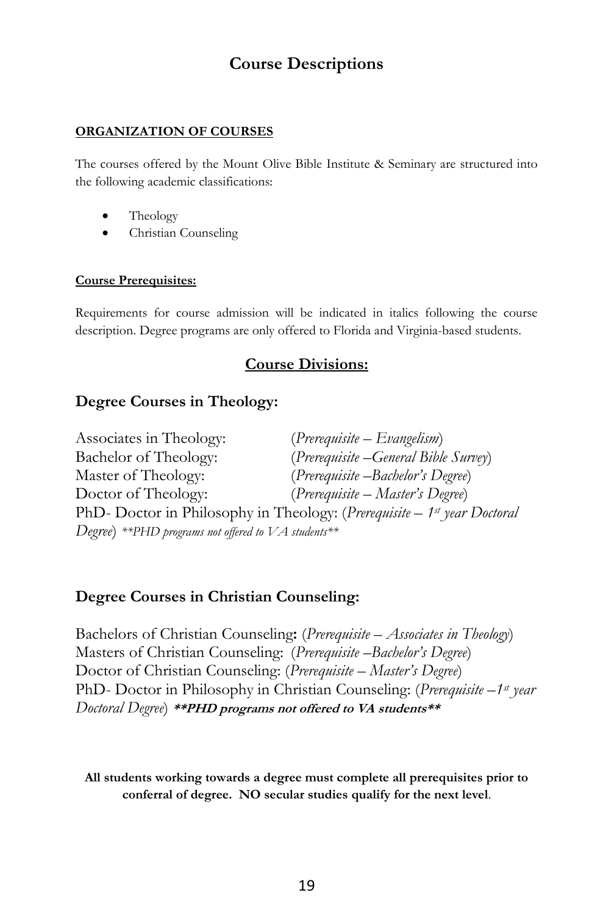# Course Descriptions

**ORGANIZATION OF COURSES**

The courses offered by the Mount Olive Bible Institute & Seminary are structured into the following academic classifications:

- Theology
- Christian Counseling

**Course Prerequisites:**

Requirements for course admission will be indicated in italics following the course description. Degree programs are only offered to Florida and Virginia-based students.

## Course Divisions:

### Degree Courses in Theology:

Associates in Theology: (*Prerequisite – Evangelism*)
Bachelor of Theology: (*Prerequisite –General Bible Survey*)
Master of Theology: (*Prerequisite –Bachelor's Degree*)
Doctor of Theology: (*Prerequisite – Master's Degree*)
PhD- Doctor in Philosophy in Theology: (*Prerequisite – 1st year Doctoral Degree*) *\*\*PHD programs not offered to VA students\*\**

### Degree Courses in Christian Counseling:

Bachelors of Christian Counseling**:** (*Prerequisite – Associates in Theology*)
Masters of Christian Counseling: (*Prerequisite –Bachelor's Degree*)
Doctor of Christian Counseling: (*Prerequisite – Master's Degree*)
PhD- Doctor in Philosophy in Christian Counseling: (*Prerequisite –1st year Doctoral Degree*) ***\*\*PHD programs not offered to VA students\*\****

**All students working towards a degree must complete all prerequisites prior to conferral of degree. NO secular studies qualify for the next level**.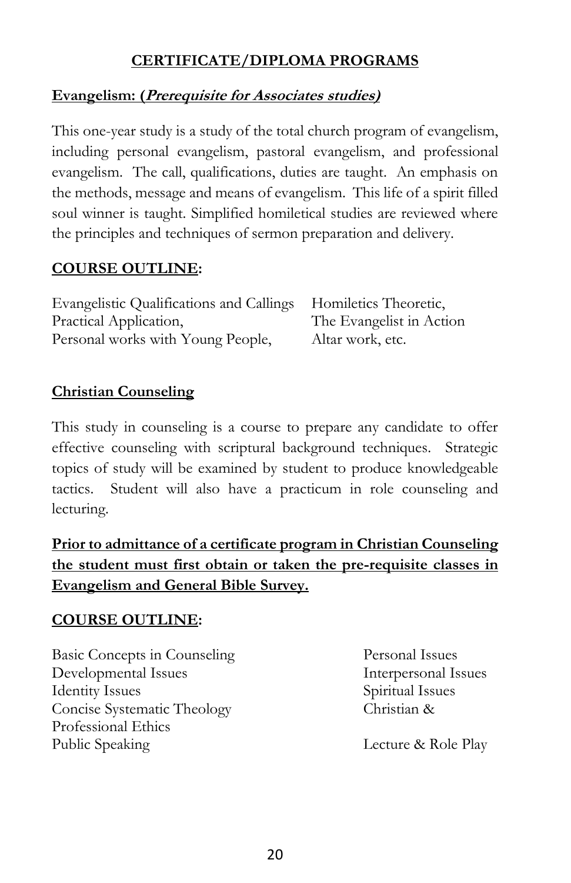## CERTIFICATE/DIPLOMA PROGRAMS

**Evangelism: (*Prerequisite for Associates studies)***

This one-year study is a study of the total church program of evangelism, including personal evangelism, pastoral evangelism, and professional evangelism. The call, qualifications, duties are taught. An emphasis on the methods, message and means of evangelism. This life of a spirit filled soul winner is taught. Simplified homiletical studies are reviewed where the principles and techniques of sermon preparation and delivery.

**COURSE OUTLINE:**

Evangelistic Qualifications and Callings Homiletics Theoretic,
Practical Application, The Evangelist in Action
Personal works with Young People, Altar work, etc.

**Christian Counseling**

This study in counseling is a course to prepare any candidate to offer effective counseling with scriptural background techniques. Strategic topics of study will be examined by student to produce knowledgeable tactics. Student will also have a practicum in role counseling and lecturing.

**Prior to admittance of a certificate program in Christian Counseling the student must first obtain or taken the pre-requisite classes in Evangelism and General Bible Survey.**

**COURSE OUTLINE:**

Basic Concepts in Counseling Personal Issues
Developmental Issues Interpersonal Issues
Identity Issues Spiritual Issues
Concise Systematic Theology Christian &
Professional Ethics
Public Speaking Lecture & Role Play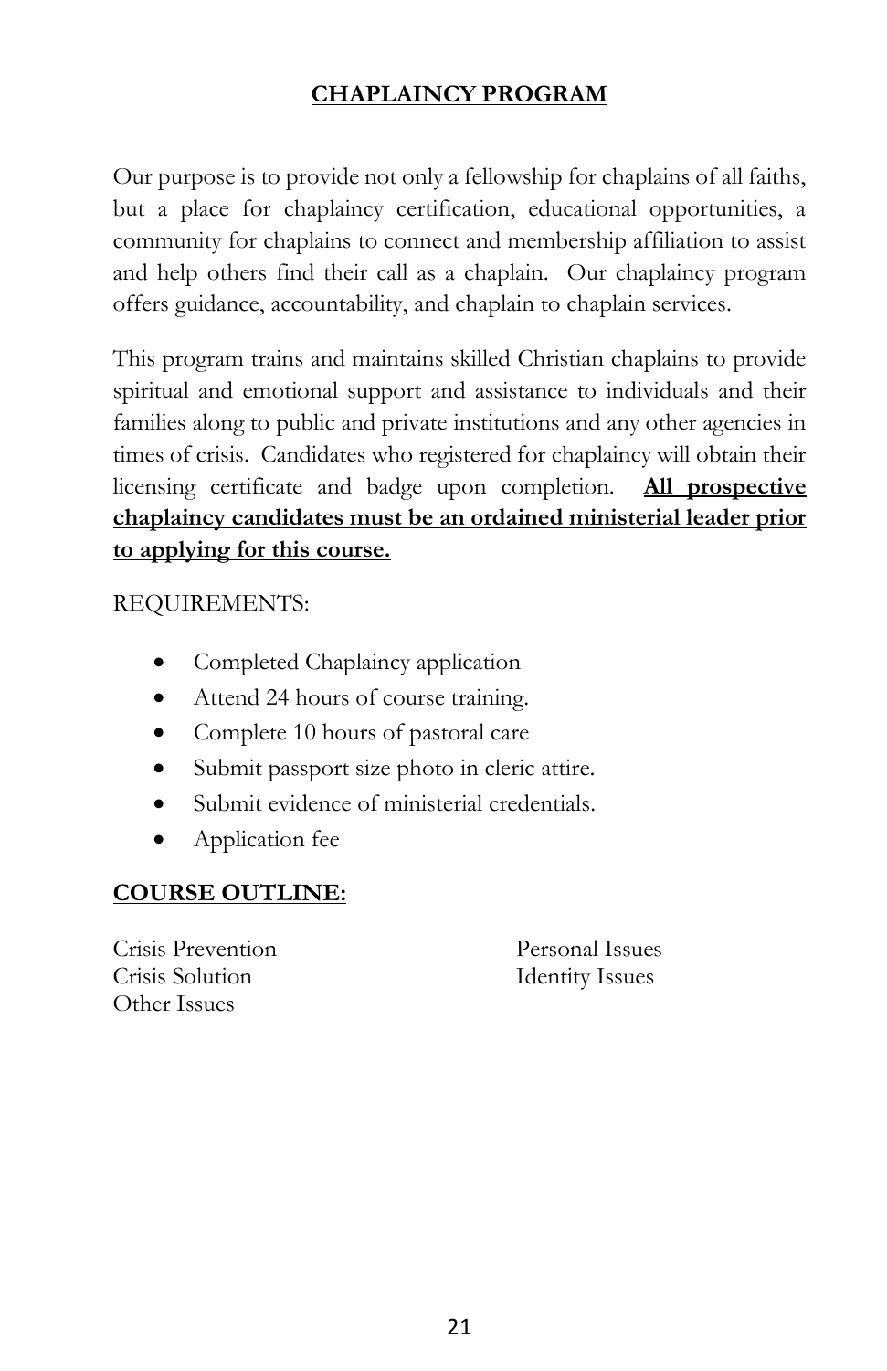## **CHAPLAINCY PROGRAM**

Our purpose is to provide not only a fellowship for chaplains of all faiths, but a place for chaplaincy certification, educational opportunities, a community for chaplains to connect and membership affiliation to assist and help others find their call as a chaplain. Our chaplaincy program offers guidance, accountability, and chaplain to chaplain services.

This program trains and maintains skilled Christian chaplains to provide spiritual and emotional support and assistance to individuals and their families along to public and private institutions and any other agencies in times of crisis. Candidates who registered for chaplaincy will obtain their licensing certificate and badge upon completion. **All prospective chaplaincy candidates must be an ordained ministerial leader prior to applying for this course.**

REQUIREMENTS:

- Completed Chaplaincy application
- Attend 24 hours of course training.
- Complete 10 hours of pastoral care
- Submit passport size photo in cleric attire.
- Submit evidence of ministerial credentials.
- Application fee

**COURSE OUTLINE:**

Crisis Prevention
Crisis Solution
Other Issues
Personal Issues
Identity Issues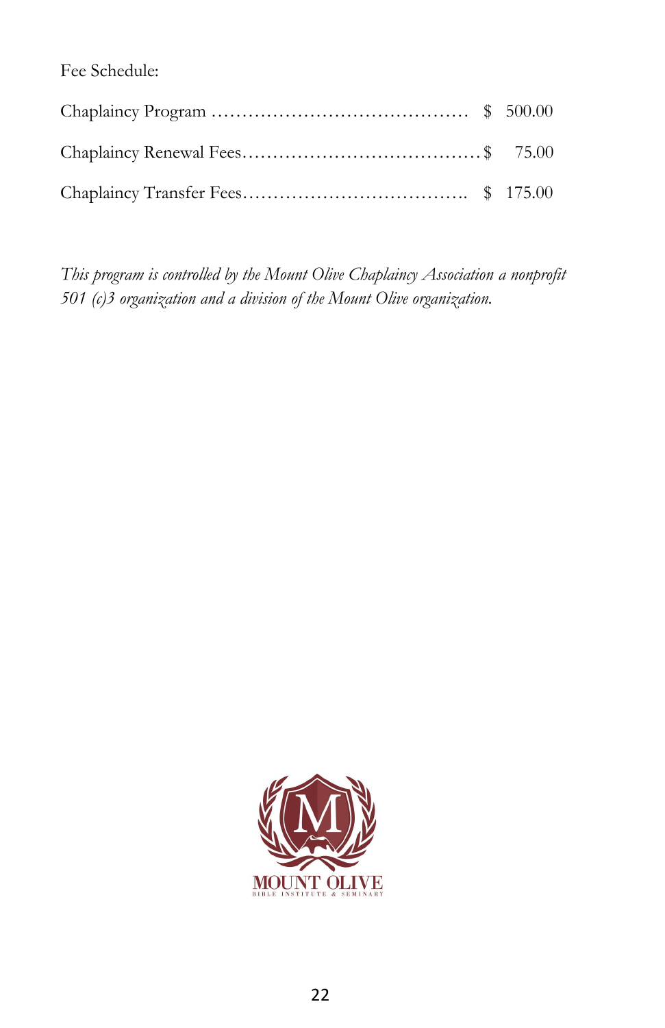Fee Schedule:

Chaplaincy Program ........................................ $ 500.00

Chaplaincy Renewal Fees.......................................$ 75.00

Chaplaincy Transfer Fees.................................... $ 175.00

*This program is controlled by the Mount Olive Chaplaincy Association a nonprofit 501 (c)3 organization and a division of the Mount Olive organization.*

MOUNT OLIVE
BIBLE INSTITUTE & SEMINARY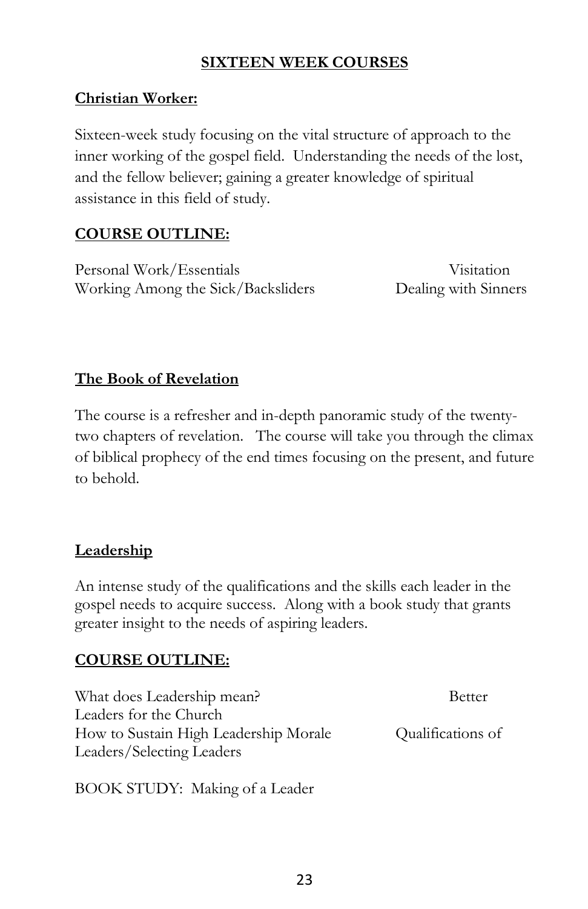**SIXTEEN WEEK COURSES**

**Christian Worker:**

Sixteen-week study focusing on the vital structure of approach to the inner working of the gospel field. Understanding the needs of the lost, and the fellow believer; gaining a greater knowledge of spiritual assistance in this field of study.

**COURSE OUTLINE:**

Personal Work/Essentials
Visitation
Working Among the Sick/Backsliders
Dealing with Sinners

**The Book of Revelation**

The course is a refresher and in-depth panoramic study of the twenty-two chapters of revelation. The course will take you through the climax of biblical prophecy of the end times focusing on the present, and future to behold.

**Leadership**

An intense study of the qualifications and the skills each leader in the gospel needs to acquire success. Along with a book study that grants greater insight to the needs of aspiring leaders.

**COURSE OUTLINE:**

What does Leadership mean?
Better Leaders for the Church
How to Sustain High Leadership Morale
Qualifications of Leaders/Selecting Leaders

BOOK STUDY: Making of a Leader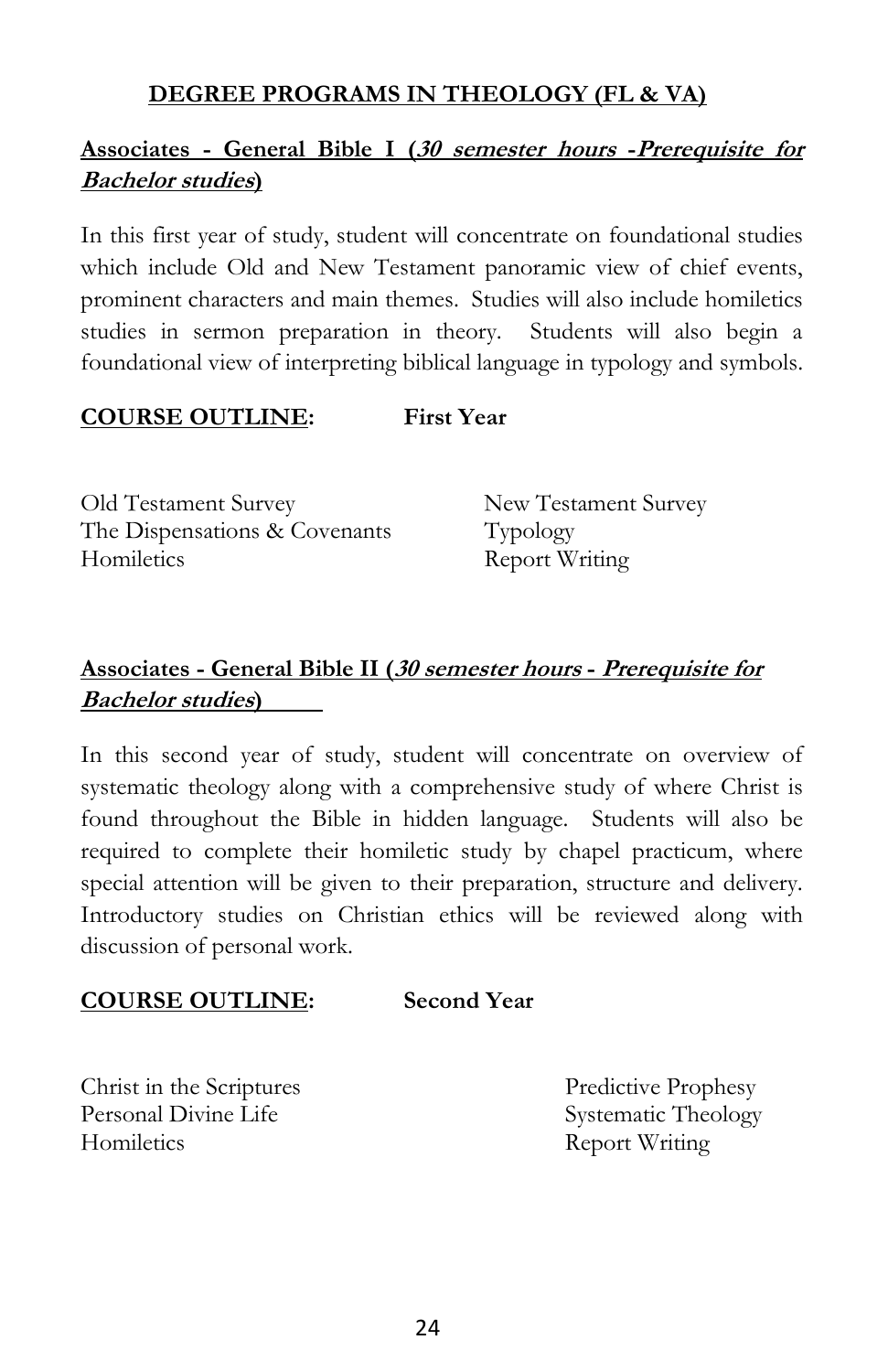## DEGREE PROGRAMS IN THEOLOGY (FL & VA)

### Associates - General Bible I (*30 semester hours -Prerequisite for Bachelor studies*)

In this first year of study, student will concentrate on foundational studies which include Old and New Testament panoramic view of chief events, prominent characters and main themes. Studies will also include homiletics studies in sermon preparation in theory. Students will also begin a foundational view of interpreting biblical language in typology and symbols.

**COURSE OUTLINE:** **First Year**

- Old Testament Survey
- The Dispensations & Covenants
- Homiletics
- New Testament Survey
- Typology
- Report Writing

### Associates - General Bible II (*30 semester hours - Prerequisite for Bachelor studies*)

In this second year of study, student will concentrate on overview of systematic theology along with a comprehensive study of where Christ is found throughout the Bible in hidden language. Students will also be required to complete their homiletic study by chapel practicum, where special attention will be given to their preparation, structure and delivery. Introductory studies on Christian ethics will be reviewed along with discussion of personal work.

**COURSE OUTLINE:** **Second Year**

- Christ in the Scriptures
- Personal Divine Life
- Homiletics
- Predictive Prophesy
- Systematic Theology
- Report Writing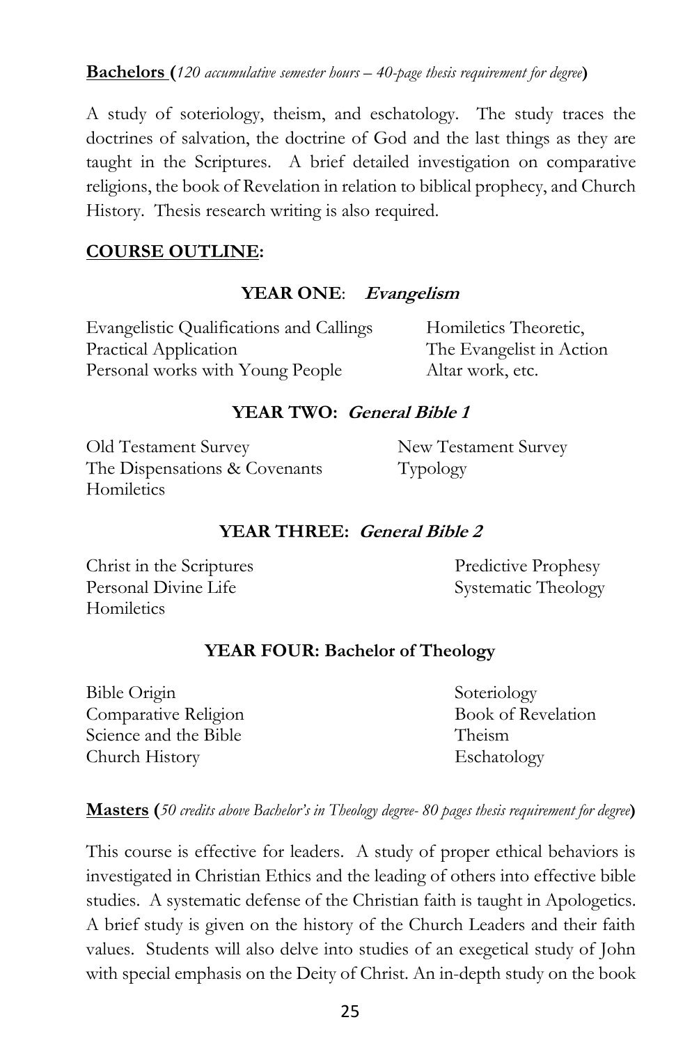**<u>Bachelors</u> (***120 accumulative semester hours – 40-page thesis requirement for degree***)**

A study of soteriology, theism, and eschatology. The study traces the doctrines of salvation, the doctrine of God and the last things as they are taught in the Scriptures. A brief detailed investigation on comparative religions, the book of Revelation in relation to biblical prophecy, and Church History. Thesis research writing is also required.

**<u>COURSE OUTLINE</u>:**

**YEAR ONE**: ***Evangelism***

Evangelistic Qualifications and Callings
Practical Application
Personal works with Young People
Homiletics Theoretic,
The Evangelist in Action
Altar work, etc.

**YEAR TWO: *General Bible 1***

Old Testament Survey
The Dispensations & Covenants
Homiletics
New Testament Survey
Typology

**YEAR THREE: *General Bible 2***

Christ in the Scriptures
Personal Divine Life
Homiletics
Predictive Prophesy
Systematic Theology

**YEAR FOUR: Bachelor of Theology**

Bible Origin
Comparative Religion
Science and the Bible
Church History
Soteriology
Book of Revelation
Theism
Eschatology

**<u>Masters</u> (***50 credits above Bachelor's in Theology degree- 80 pages thesis requirement for degree***)**

This course is effective for leaders. A study of proper ethical behaviors is investigated in Christian Ethics and the leading of others into effective bible studies. A systematic defense of the Christian faith is taught in Apologetics. A brief study is given on the history of the Church Leaders and their faith values. Students will also delve into studies of an exegetical study of John with special emphasis on the Deity of Christ. An in-depth study on the book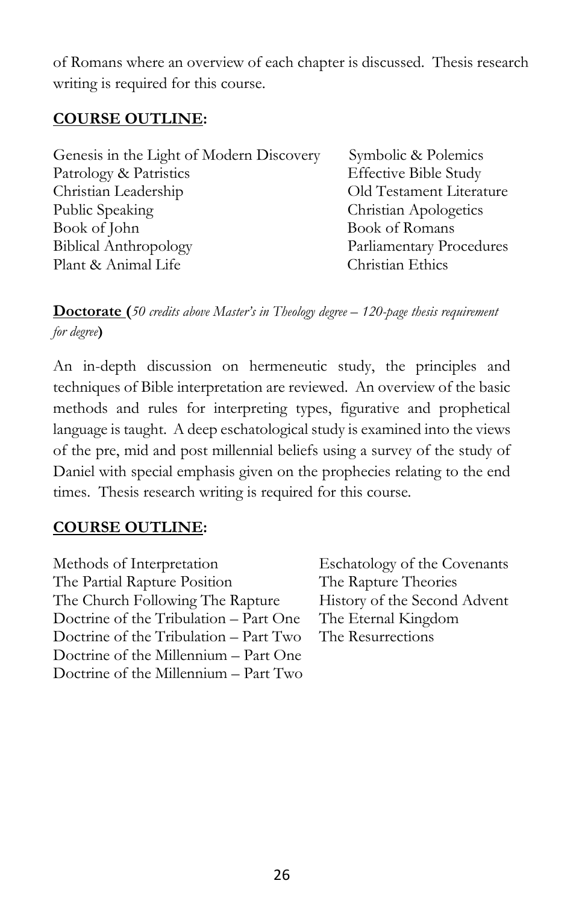of Romans where an overview of each chapter is discussed. Thesis research writing is required for this course.

**<u>COURSE OUTLINE</u>:**

Genesis in the Light of Modern Discovery
Patrology & Patristics
Christian Leadership
Public Speaking
Book of John
Biblical Anthropology
Plant & Animal Life
Symbolic & Polemics
Effective Bible Study
Old Testament Literature
Christian Apologetics
Book of Romans
Parliamentary Procedures
Christian Ethics

**<u>Doctorate</u> (***50 credits above Master's in Theology degree – 120-page thesis requirement for degree***)**

An in-depth discussion on hermeneutic study, the principles and techniques of Bible interpretation are reviewed. An overview of the basic methods and rules for interpreting types, figurative and prophetical language is taught. A deep eschatological study is examined into the views of the pre, mid and post millennial beliefs using a survey of the study of Daniel with special emphasis given on the prophecies relating to the end times. Thesis research writing is required for this course.

**<u>COURSE OUTLINE</u>:**

Methods of Interpretation
The Partial Rapture Position
The Church Following The Rapture
Doctrine of the Tribulation – Part One
Doctrine of the Tribulation – Part Two
Doctrine of the Millennium – Part One
Doctrine of the Millennium – Part Two
Eschatology of the Covenants
The Rapture Theories
History of the Second Advent
The Eternal Kingdom
The Resurrections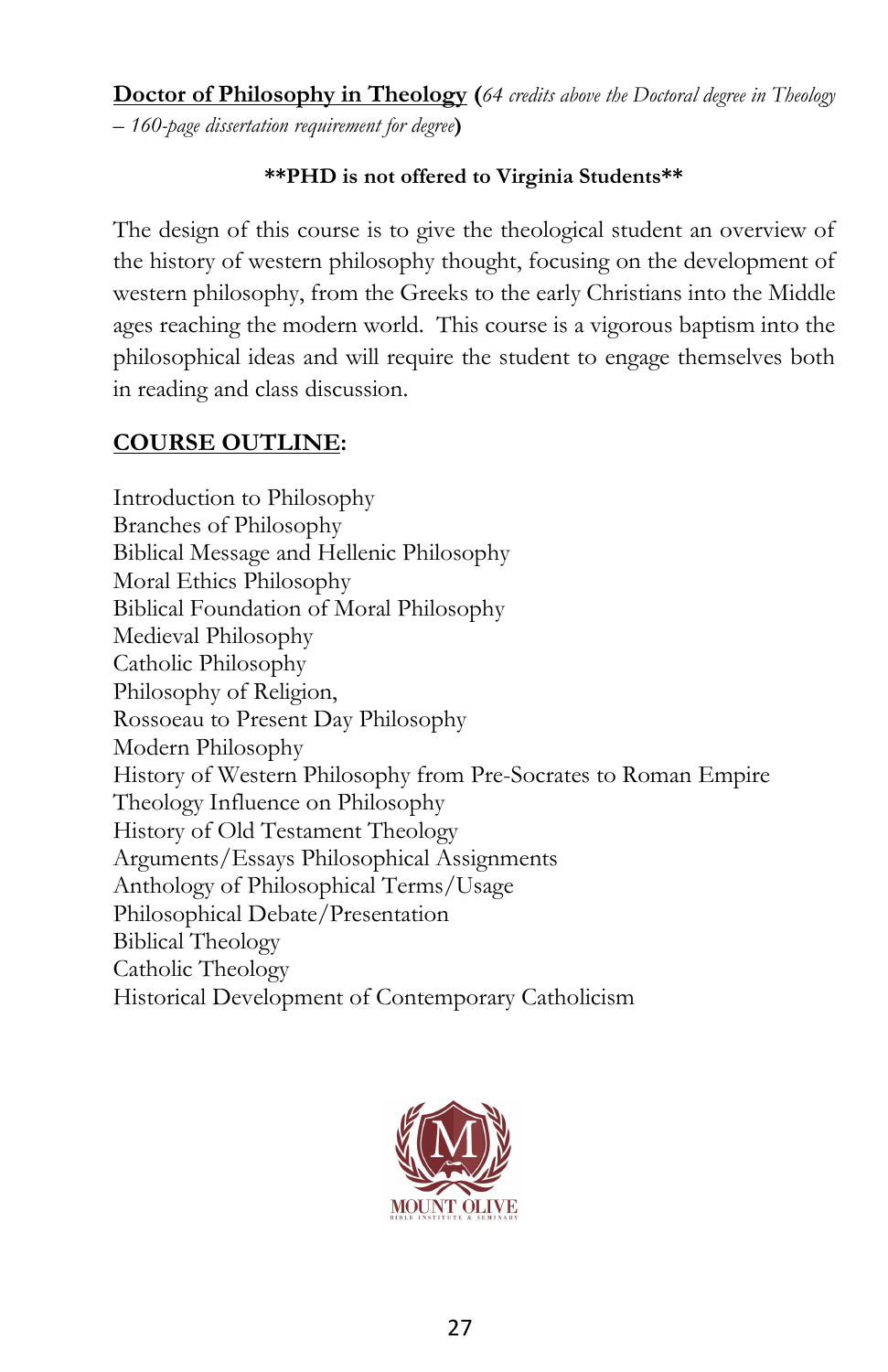**Doctor of Philosophy in Theology** (*64 credits above the Doctoral degree in Theology – 160-page dissertation requirement for degree*)

**\*\*PHD is not offered to Virginia Students\*\***

The design of this course is to give the theological student an overview of the history of western philosophy thought, focusing on the development of western philosophy, from the Greeks to the early Christians into the Middle ages reaching the modern world. This course is a vigorous baptism into the philosophical ideas and will require the student to engage themselves both in reading and class discussion.

**COURSE OUTLINE:**

Introduction to Philosophy
Branches of Philosophy
Biblical Message and Hellenic Philosophy
Moral Ethics Philosophy
Biblical Foundation of Moral Philosophy
Medieval Philosophy
Catholic Philosophy
Philosophy of Religion,
Rossoeau to Present Day Philosophy
Modern Philosophy
History of Western Philosophy from Pre-Socrates to Roman Empire
Theology Influence on Philosophy
History of Old Testament Theology
Arguments/Essays Philosophical Assignments
Anthology of Philosophical Terms/Usage
Philosophical Debate/Presentation
Biblical Theology
Catholic Theology
Historical Development of Contemporary Catholicism

MOUNT OLIVE
BIBLE INSTITUTE & SEMINARY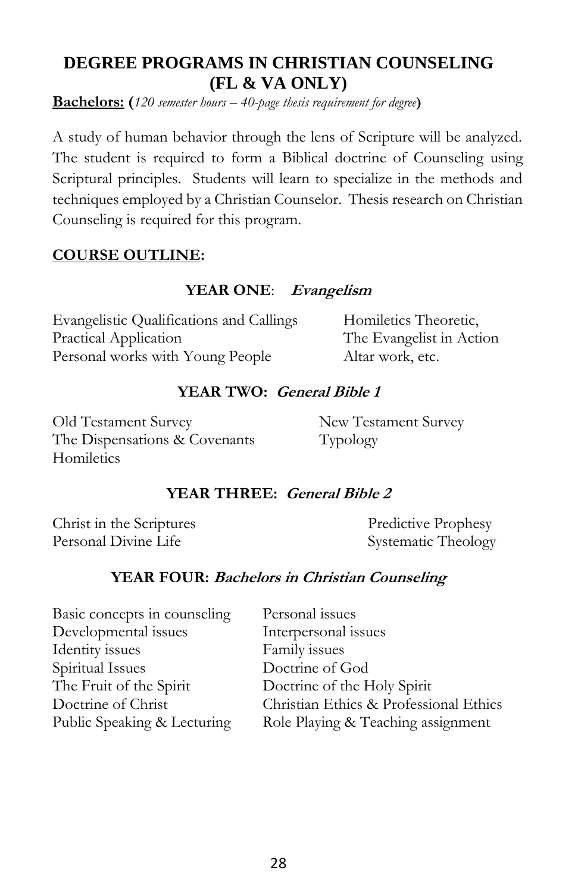## DEGREE PROGRAMS IN CHRISTIAN COUNSELING (FL & VA ONLY)

**Bachelors:** (*120 semester hours – 40-page thesis requirement for degree*)

A study of human behavior through the lens of Scripture will be analyzed. The student is required to form a Biblical doctrine of Counseling using Scriptural principles. Students will learn to specialize in the methods and techniques employed by a Christian Counselor. Thesis research on Christian Counseling is required for this program.

**COURSE OUTLINE:**

### YEAR ONE: *Evangelism*

Evangelistic Qualifications and Callings
Practical Application
Personal works with Young People
Homiletics Theoretic,
The Evangelist in Action
Altar work, etc.

### YEAR TWO: *General Bible 1*

Old Testament Survey
The Dispensations & Covenants
Homiletics
New Testament Survey
Typology

### YEAR THREE: *General Bible 2*

Christ in the Scriptures
Personal Divine Life
Predictive Prophesy
Systematic Theology

### YEAR FOUR: *Bachelors in Christian Counseling*

Basic concepts in counseling
Developmental issues
Identity issues
Spiritual Issues
The Fruit of the Spirit
Doctrine of Christ
Public Speaking & Lecturing
Personal issues
Interpersonal issues
Family issues
Doctrine of God
Doctrine of the Holy Spirit
Christian Ethics & Professional Ethics
Role Playing & Teaching assignment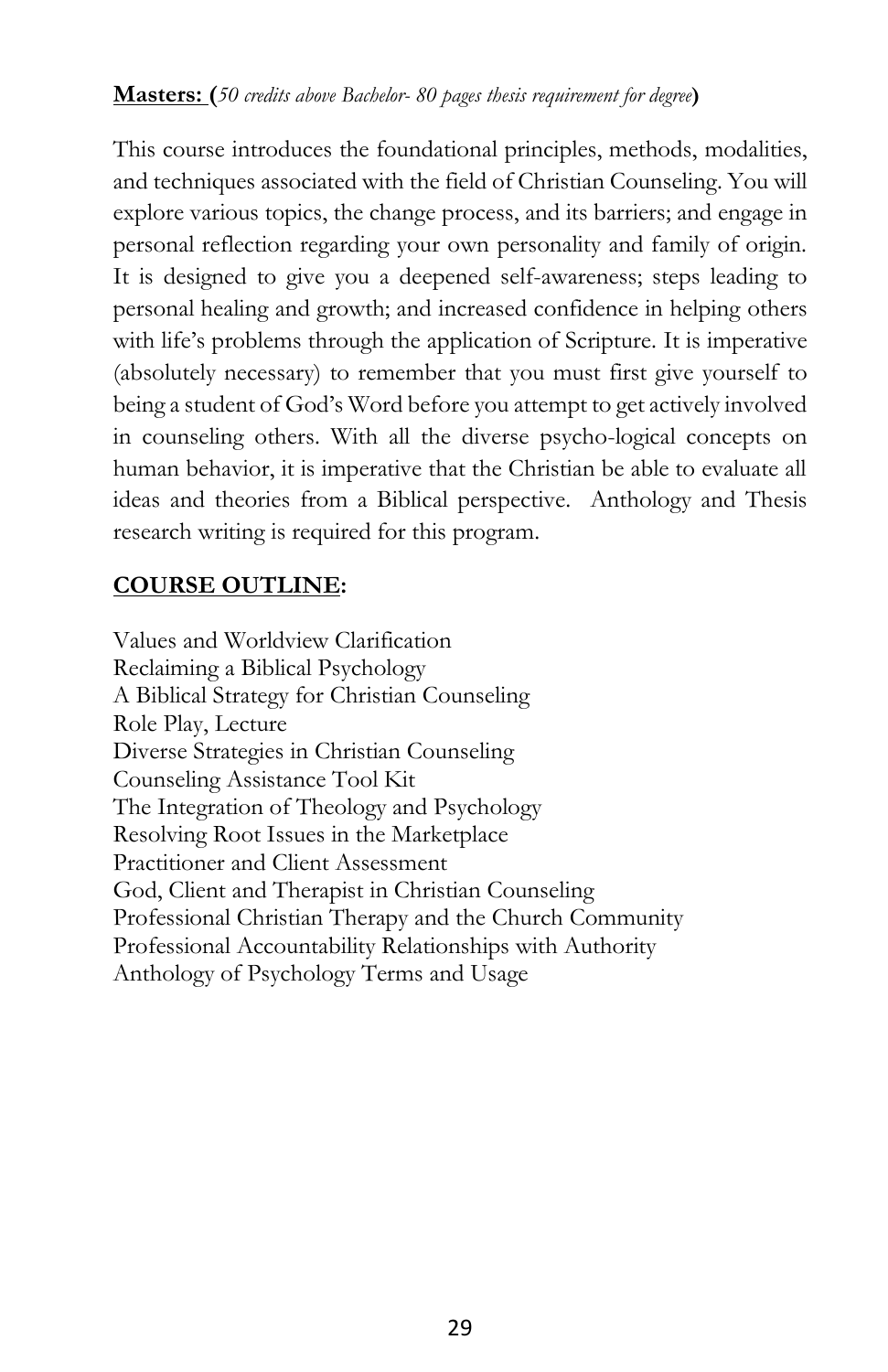**Masters: (***50 credits above Bachelor- 80 pages thesis requirement for degree***)**

This course introduces the foundational principles, methods, modalities, and techniques associated with the field of Christian Counseling. You will explore various topics, the change process, and its barriers; and engage in personal reflection regarding your own personality and family of origin. It is designed to give you a deepened self-awareness; steps leading to personal healing and growth; and increased confidence in helping others with life's problems through the application of Scripture. It is imperative (absolutely necessary) to remember that you must first give yourself to being a student of God's Word before you attempt to get actively involved in counseling others. With all the diverse psycho-logical concepts on human behavior, it is imperative that the Christian be able to evaluate all ideas and theories from a Biblical perspective. Anthology and Thesis research writing is required for this program.

**COURSE OUTLINE:**

Values and Worldview Clarification
Reclaiming a Biblical Psychology
A Biblical Strategy for Christian Counseling
Role Play, Lecture
Diverse Strategies in Christian Counseling
Counseling Assistance Tool Kit
The Integration of Theology and Psychology
Resolving Root Issues in the Marketplace
Practitioner and Client Assessment
God, Client and Therapist in Christian Counseling
Professional Christian Therapy and the Church Community
Professional Accountability Relationships with Authority
Anthology of Psychology Terms and Usage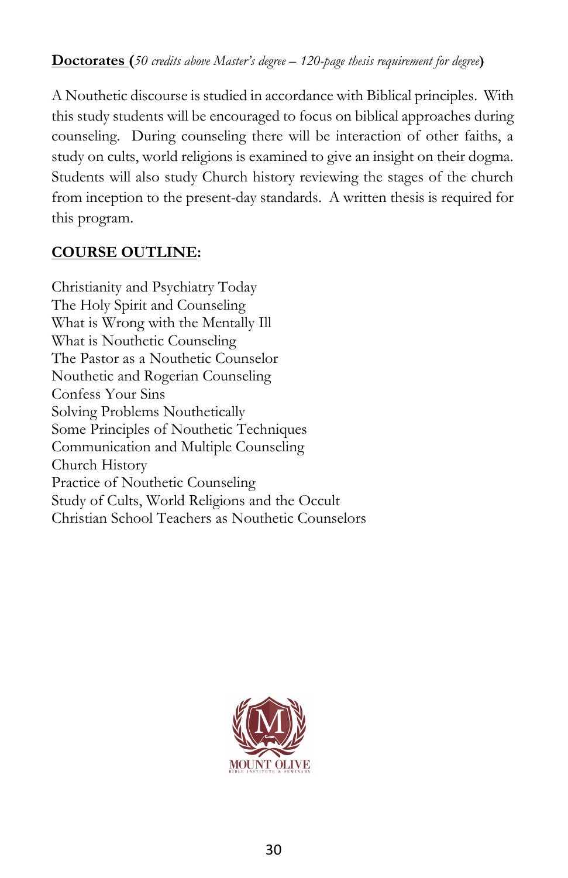**Doctorates** (*50 credits above Master's degree – 120-page thesis requirement for degree*)

A Nouthetic discourse is studied in accordance with Biblical principles. With this study students will be encouraged to focus on biblical approaches during counseling. During counseling there will be interaction of other faiths, a study on cults, world religions is examined to give an insight on their dogma. Students will also study Church history reviewing the stages of the church from inception to the present-day standards. A written thesis is required for this program.

**COURSE OUTLINE:**

Christianity and Psychiatry Today
The Holy Spirit and Counseling
What is Wrong with the Mentally Ill
What is Nouthetic Counseling
The Pastor as a Nouthetic Counselor
Nouthetic and Rogerian Counseling
Confess Your Sins
Solving Problems Nouthetically
Some Principles of Nouthetic Techniques
Communication and Multiple Counseling
Church History
Practice of Nouthetic Counseling
Study of Cults, World Religions and the Occult
Christian School Teachers as Nouthetic Counselors

MOUNT OLIVE
BIBLE INSTITUTE & SEMINARY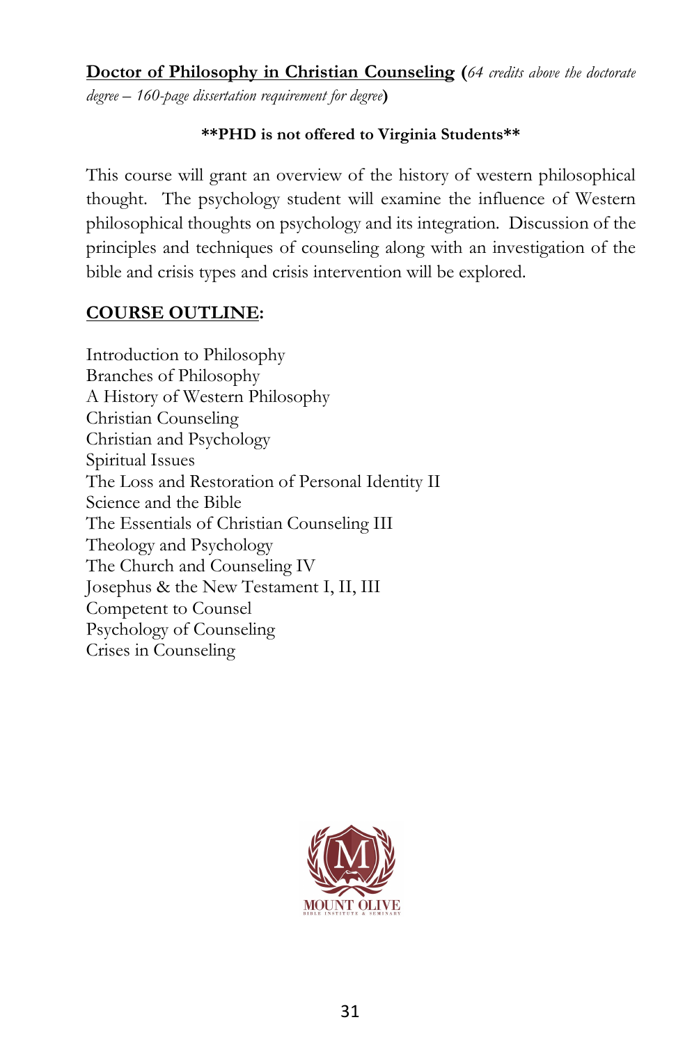**Doctor of Philosophy in Christian Counseling** (*64 credits above the doctorate degree – 160-page dissertation requirement for degree*)

**\*\*PHD is not offered to Virginia Students\*\***

This course will grant an overview of the history of western philosophical thought. The psychology student will examine the influence of Western philosophical thoughts on psychology and its integration. Discussion of the principles and techniques of counseling along with an investigation of the bible and crisis types and crisis intervention will be explored.

**COURSE OUTLINE:**

Introduction to Philosophy
Branches of Philosophy
A History of Western Philosophy
Christian Counseling
Christian and Psychology
Spiritual Issues
The Loss and Restoration of Personal Identity II
Science and the Bible
The Essentials of Christian Counseling III
Theology and Psychology
The Church and Counseling IV
Josephus & the New Testament I, II, III
Competent to Counsel
Psychology of Counseling
Crises in Counseling

MOUNT OLIVE
BIBLE INSTITUTE & SEMINARY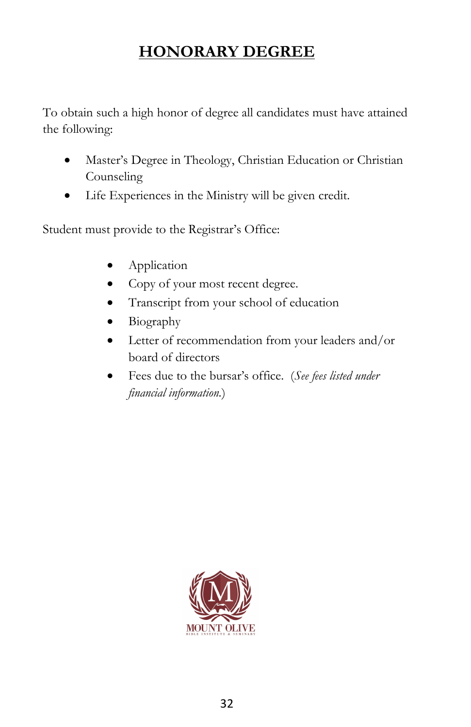# HONORARY DEGREE

To obtain such a high honor of degree all candidates must have attained the following:

- Master's Degree in Theology, Christian Education or Christian Counseling
- Life Experiences in the Ministry will be given credit.

Student must provide to the Registrar's Office:

- Application
- Copy of your most recent degree.
- Transcript from your school of education
- Biography
- Letter of recommendation from your leaders and/or board of directors
- Fees due to the bursar's office. (*See fees listed under financial information.*)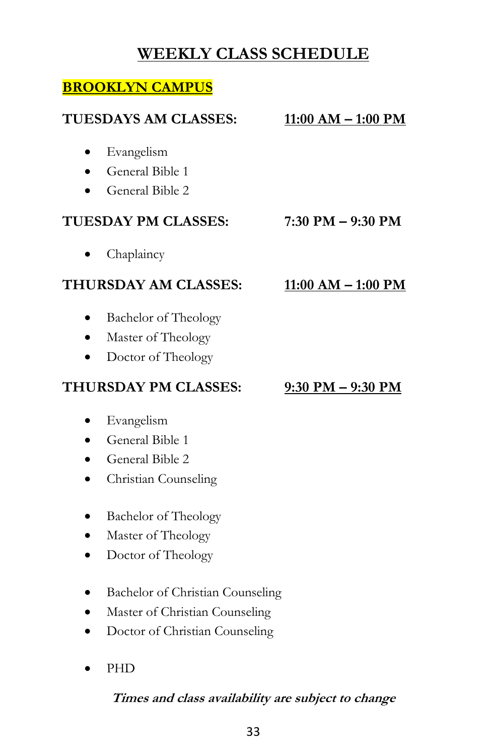# WEEKLY CLASS SCHEDULE

## BROOKLYN CAMPUS

**TUESDAYS AM CLASSES:** **11:00 AM – 1:00 PM**

- Evangelism
- General Bible 1
- General Bible 2

**TUESDAY PM CLASSES:** **7:30 PM – 9:30 PM**

- Chaplaincy

**THURSDAY AM CLASSES:** **11:00 AM – 1:00 PM**

- Bachelor of Theology
- Master of Theology
- Doctor of Theology

**THURSDAY PM CLASSES:** **9:30 PM – 9:30 PM**

- Evangelism
- General Bible 1
- General Bible 2
- Christian Counseling

- Bachelor of Theology
- Master of Theology
- Doctor of Theology

- Bachelor of Christian Counseling
- Master of Christian Counseling
- Doctor of Christian Counseling

- PHD

***Times and class availability are subject to change***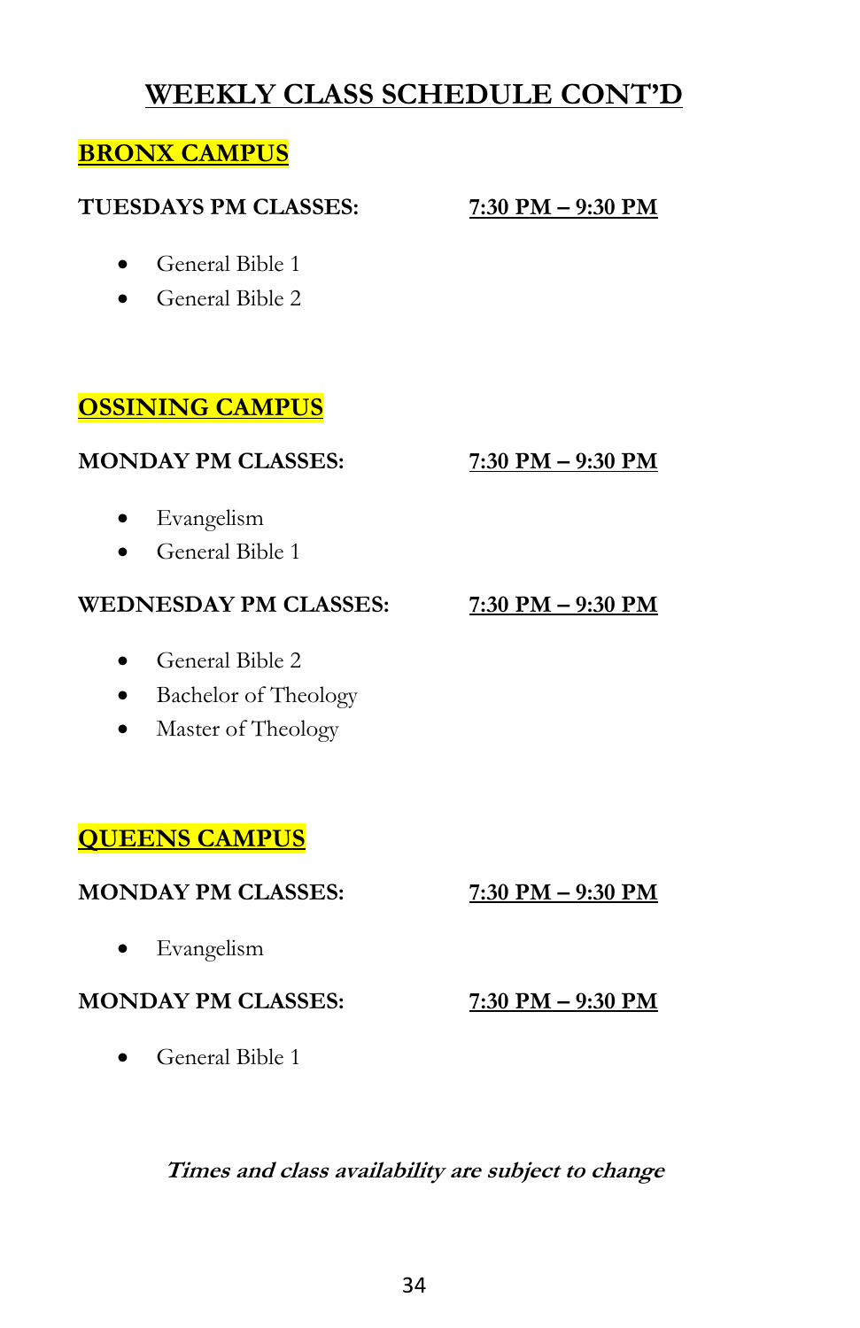# WEEKLY CLASS SCHEDULE CONT'D

## BRONX CAMPUS

**TUESDAYS PM CLASSES:** **7:30 PM – 9:30 PM**

- General Bible 1
- General Bible 2

## OSSINING CAMPUS

**MONDAY PM CLASSES:** **7:30 PM – 9:30 PM**

- Evangelism
- General Bible 1

**WEDNESDAY PM CLASSES:** **7:30 PM – 9:30 PM**

- General Bible 2
- Bachelor of Theology
- Master of Theology

## QUEENS CAMPUS

**MONDAY PM CLASSES:** **7:30 PM – 9:30 PM**

- Evangelism

**MONDAY PM CLASSES:** **7:30 PM – 9:30 PM**

- General Bible 1

***Times and class availability are subject to change***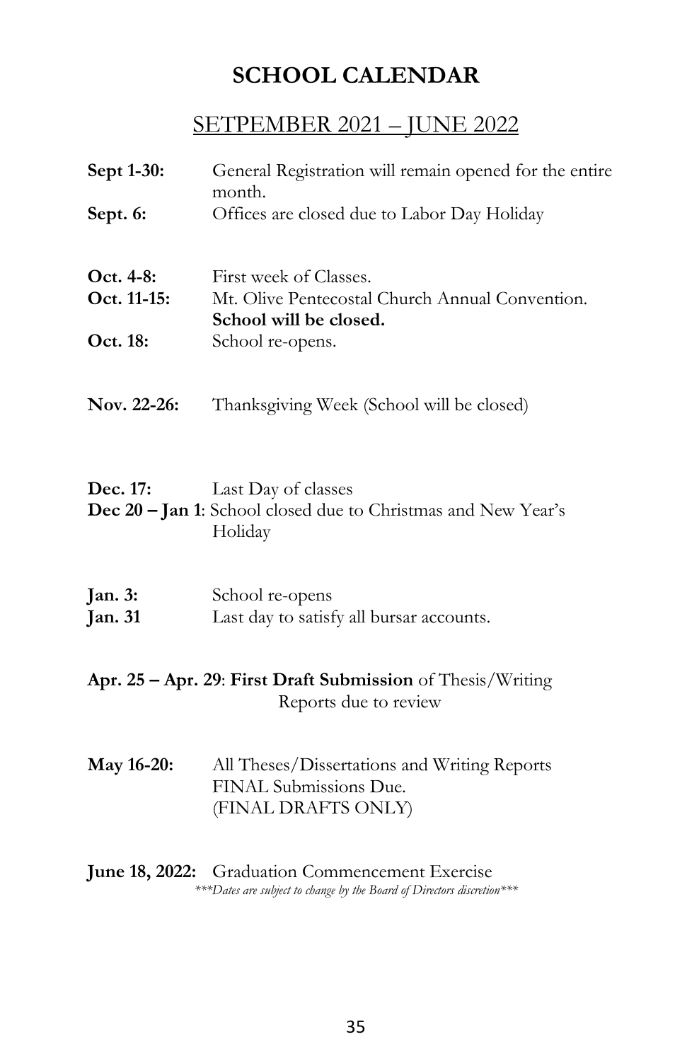# SCHOOL CALENDAR

## SETPEMBER 2021 – JUNE 2022

**Sept 1-30:** General Registration will remain opened for the entire month.
**Sept. 6:** Offices are closed due to Labor Day Holiday

**Oct. 4-8:** First week of Classes.
**Oct. 11-15:** Mt. Olive Pentecostal Church Annual Convention. **School will be closed.**
**Oct. 18:** School re-opens.

**Nov. 22-26:** Thanksgiving Week (School will be closed)

**Dec. 17:** Last Day of classes
**Dec 20 – Jan 1**: School closed due to Christmas and New Year's Holiday

**Jan. 3:** School re-opens
**Jan. 31** Last day to satisfy all bursar accounts.

**Apr. 25 – Apr. 29**: **First Draft Submission** of Thesis/Writing Reports due to review

**May 16-20:** All Theses/Dissertations and Writing Reports FINAL Submissions Due. (FINAL DRAFTS ONLY)

**June 18, 2022:** Graduation Commencement Exercise

*\*\*\*Dates are subject to change by the Board of Directors discretion\*\*\**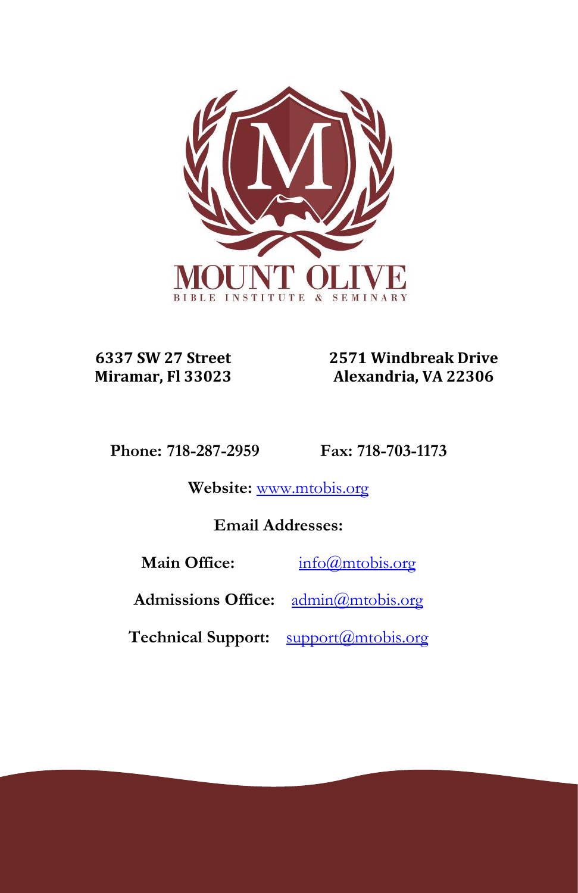MOUNT OLIVE

BIBLE INSTITUTE & SEMINARY

**6337 SW 27 Street**
**Miramar, Fl 33023**

**2571 Windbreak Drive**
**Alexandria, VA 22306**

**Phone: 718-287-2959** **Fax: 718-703-1173**

**Website:** www.mtobis.org

**Email Addresses:**

**Main Office:** info@mtobis.org

**Admissions Office:** admin@mtobis.org

**Technical Support:** support@mtobis.org